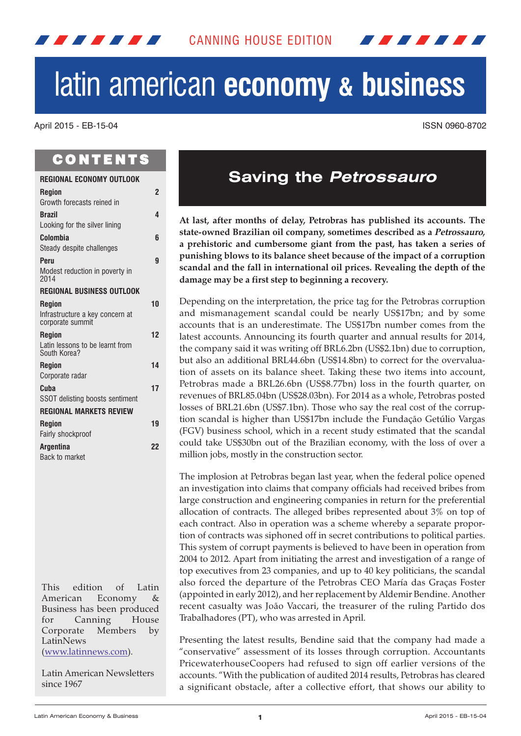CANNING HOUSE EDITION

# latin american **economy & business**

April 2015 - EB-15-04

ISSN 0960-8702

## CONTENTS

**REGIONAL ECONOMY OUTLOOK**

| | |
|---|---|
| **Region** Growth forecasts reined in | 2 |
| **Brazil** Looking for the silver lining | 4 |
| **Colombia** Steady despite challenges | 6 |
| **Peru** Modest reduction in poverty in 2014 | 9 |

**REGIONAL BUSINESS OUTLOOK**

| | |
|---|---|
| **Region** Infrastructure a key concern at corporate summit | 10 |
| **Region** Latin lessons to be learnt from South Korea? | 12 |
| **Region** Corporate radar | 14 |
| **Cuba** SSOT delisting boosts sentiment | 17 |

**REGIONAL MARKETS REVIEW**

| | |
|---|---|
| **Region** Fairly shockproof | 19 |
| **Argentina** Back to market | 22 |

This edition of Latin American Economy & Business has been produced for Canning House Corporate Members by LatinNews ([www.latinnews.com](www.latinnews.com)).

Latin American Newsletters since 1967

## Saving the *Petrossauro*

**At last, after months of delay, Petrobras has published its accounts. The state-owned Brazilian oil company, sometimes described as a *Petrossauro*, a prehistoric and cumbersome giant from the past, has taken a series of punishing blows to its balance sheet because of the impact of a corruption scandal and the fall in international oil prices. Revealing the depth of the damage may be a first step to beginning a recovery.**

Depending on the interpretation, the price tag for the Petrobras corruption and mismanagement scandal could be nearly US$17bn; and by some accounts that is an underestimate. The US$17bn number comes from the latest accounts. Announcing its fourth quarter and annual results for 2014, the company said it was writing off BRL6.2bn (US$2.1bn) due to corruption, but also an additional BRL44.6bn (US$14.8bn) to correct for the overvaluation of assets on its balance sheet. Taking these two items into account, Petrobras made a BRL26.6bn (US$8.77bn) loss in the fourth quarter, on revenues of BRL85.04bn (US$28.03bn). For 2014 as a whole, Petrobras posted losses of BRL21.6bn (US$7.1bn). Those who say the real cost of the corruption scandal is higher than US$17bn include the Fundação Getúlio Vargas (FGV) business school, which in a recent study estimated that the scandal could take US$30bn out of the Brazilian economy, with the loss of over a million jobs, mostly in the construction sector.

The implosion at Petrobras began last year, when the federal police opened an investigation into claims that company officials had received bribes from large construction and engineering companies in return for the preferential allocation of contracts. The alleged bribes represented about 3% on top of each contract. Also in operation was a scheme whereby a separate proportion of contracts was siphoned off in secret contributions to political parties. This system of corrupt payments is believed to have been in operation from 2004 to 2012. Apart from initiating the arrest and investigation of a range of top executives from 23 companies, and up to 40 key politicians, the scandal also forced the departure of the Petrobras CEO María das Graças Foster (appointed in early 2012), and her replacement by Aldemir Bendine. Another recent casualty was João Vaccari, the treasurer of the ruling Partido dos Trabalhadores (PT), who was arrested in April.

Presenting the latest results, Bendine said that the company had made a "conservative" assessment of its losses through corruption. Accountants PricewaterhouseCoopers had refused to sign off earlier versions of the accounts. "With the publication of audited 2014 results, Petrobras has cleared a significant obstacle, after a collective effort, that shows our ability to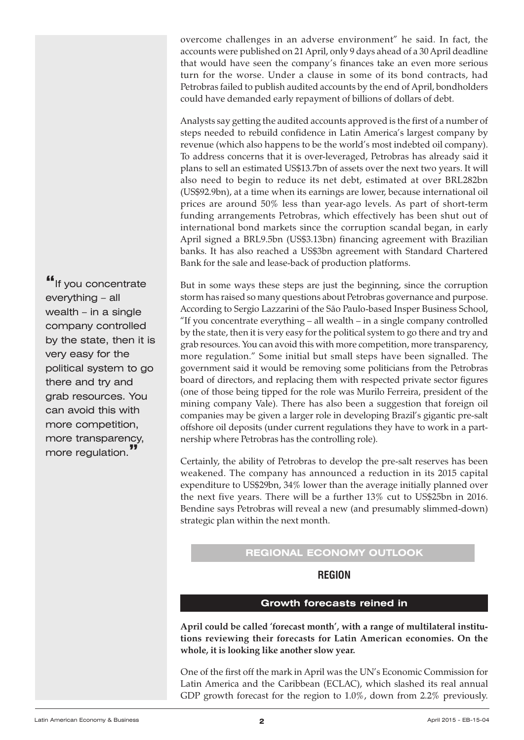overcome challenges in an adverse environment" he said. In fact, the accounts were published on 21 April, only 9 days ahead of a 30 April deadline that would have seen the company's finances take an even more serious turn for the worse. Under a clause in some of its bond contracts, had Petrobras failed to publish audited accounts by the end of April, bondholders could have demanded early repayment of billions of dollars of debt.

Analysts say getting the audited accounts approved is the first of a number of steps needed to rebuild confidence in Latin America's largest company by revenue (which also happens to be the world's most indebted oil company). To address concerns that it is over-leveraged, Petrobras has already said it plans to sell an estimated US$13.7bn of assets over the next two years. It will also need to begin to reduce its net debt, estimated at over BRL282bn (US$92.9bn), at a time when its earnings are lower, because international oil prices are around 50% less than year-ago levels. As part of short-term funding arrangements Petrobras, which effectively has been shut out of international bond markets since the corruption scandal began, in early April signed a BRL9.5bn (US$3.13bn) financing agreement with Brazilian banks. It has also reached a US$3bn agreement with Standard Chartered Bank for the sale and lease-back of production platforms.

> "If you concentrate everything – all wealth – in a single company controlled by the state, then it is very easy for the political system to go there and try and grab resources. You can avoid this with more competition, more transparency, more regulation."

But in some ways these steps are just the beginning, since the corruption storm has raised so many questions about Petrobras governance and purpose. According to Sergio Lazzarini of the São Paulo-based Insper Business School, "If you concentrate everything – all wealth – in a single company controlled by the state, then it is very easy for the political system to go there and try and grab resources. You can avoid this with more competition, more transparency, more regulation." Some initial but small steps have been signalled. The government said it would be removing some politicians from the Petrobras board of directors, and replacing them with respected private sector figures (one of those being tipped for the role was Murilo Ferreira, president of the mining company Vale). There has also been a suggestion that foreign oil companies may be given a larger role in developing Brazil's gigantic pre-salt offshore oil deposits (under current regulations they have to work in a partnership where Petrobras has the controlling role).

Certainly, the ability of Petrobras to develop the pre-salt reserves has been weakened. The company has announced a reduction in its 2015 capital expenditure to US$29bn, 34% lower than the average initially planned over the next five years. There will be a further 13% cut to US$25bn in 2016. Bendine says Petrobras will reveal a new (and presumably slimmed-down) strategic plan within the next month.

## REGIONAL ECONOMY OUTLOOK

### REGION

### Growth forecasts reined in

**April could be called 'forecast month', with a range of multilateral institutions reviewing their forecasts for Latin American economies. On the whole, it is looking like another slow year.**

One of the first off the mark in April was the UN's Economic Commission for Latin America and the Caribbean (ECLAC), which slashed its real annual GDP growth forecast for the region to 1.0%, down from 2.2% previously.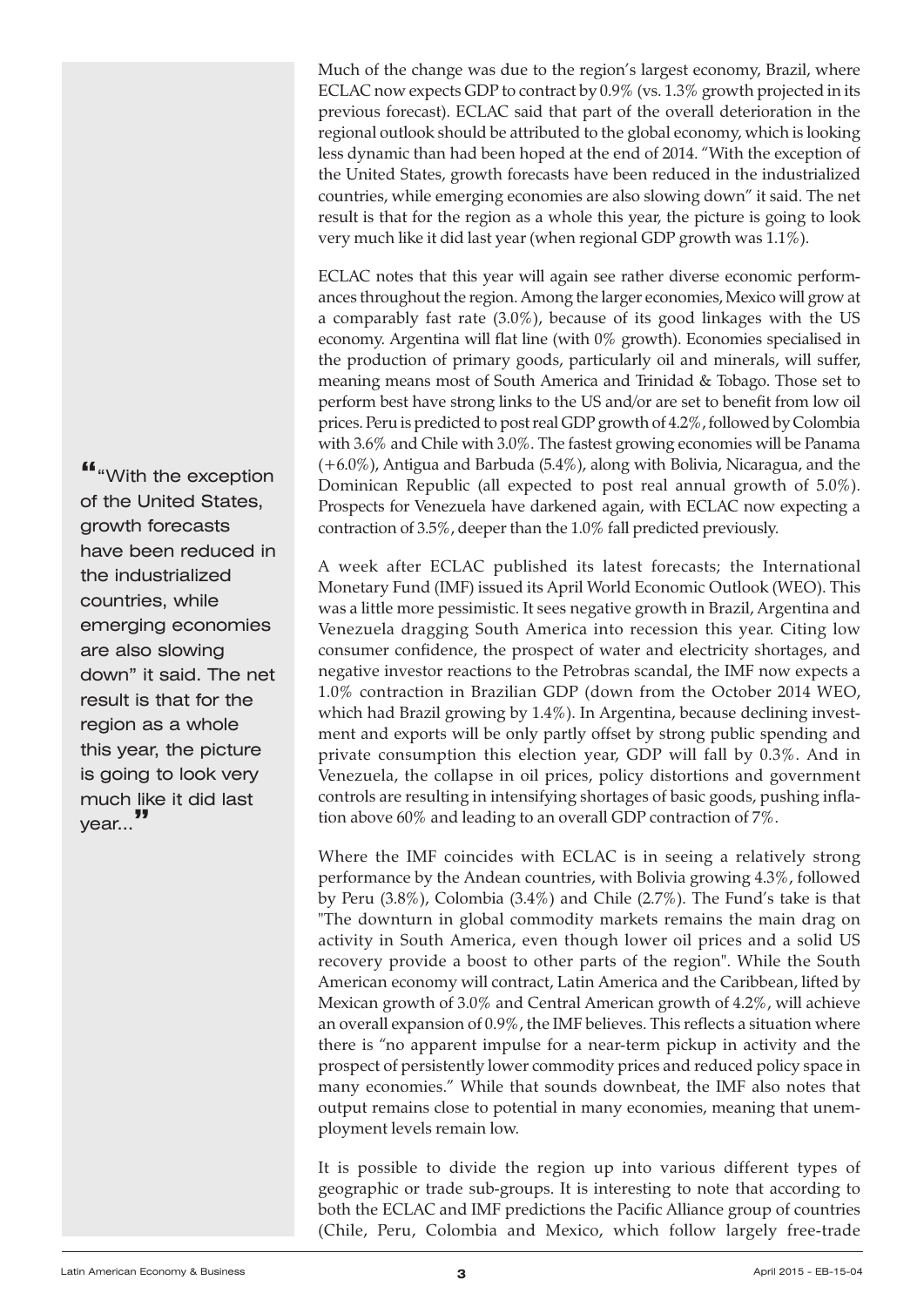Much of the change was due to the region's largest economy, Brazil, where ECLAC now expects GDP to contract by 0.9% (vs. 1.3% growth projected in its previous forecast). ECLAC said that part of the overall deterioration in the regional outlook should be attributed to the global economy, which is looking less dynamic than had been hoped at the end of 2014. "With the exception of the United States, growth forecasts have been reduced in the industrialized countries, while emerging economies are also slowing down" it said. The net result is that for the region as a whole this year, the picture is going to look very much like it did last year (when regional GDP growth was 1.1%).

> "With the exception of the United States, growth forecasts have been reduced in the industrialized countries, while emerging economies are also slowing down" it said. The net result is that for the region as a whole this year, the picture is going to look very much like it did last year...

ECLAC notes that this year will again see rather diverse economic performances throughout the region. Among the larger economies, Mexico will grow at a comparably fast rate (3.0%), because of its good linkages with the US economy. Argentina will flat line (with 0% growth). Economies specialised in the production of primary goods, particularly oil and minerals, will suffer, meaning means most of South America and Trinidad & Tobago. Those set to perform best have strong links to the US and/or are set to benefit from low oil prices. Peru is predicted to post real GDP growth of 4.2%, followed by Colombia with 3.6% and Chile with 3.0%. The fastest growing economies will be Panama (+6.0%), Antigua and Barbuda (5.4%), along with Bolivia, Nicaragua, and the Dominican Republic (all expected to post real annual growth of 5.0%). Prospects for Venezuela have darkened again, with ECLAC now expecting a contraction of 3.5%, deeper than the 1.0% fall predicted previously.

A week after ECLAC published its latest forecasts; the International Monetary Fund (IMF) issued its April World Economic Outlook (WEO). This was a little more pessimistic. It sees negative growth in Brazil, Argentina and Venezuela dragging South America into recession this year. Citing low consumer confidence, the prospect of water and electricity shortages, and negative investor reactions to the Petrobras scandal, the IMF now expects a 1.0% contraction in Brazilian GDP (down from the October 2014 WEO, which had Brazil growing by 1.4%). In Argentina, because declining investment and exports will be only partly offset by strong public spending and private consumption this election year, GDP will fall by 0.3%. And in Venezuela, the collapse in oil prices, policy distortions and government controls are resulting in intensifying shortages of basic goods, pushing inflation above 60% and leading to an overall GDP contraction of 7%.

Where the IMF coincides with ECLAC is in seeing a relatively strong performance by the Andean countries, with Bolivia growing 4.3%, followed by Peru (3.8%), Colombia (3.4%) and Chile (2.7%). The Fund's take is that "The downturn in global commodity markets remains the main drag on activity in South America, even though lower oil prices and a solid US recovery provide a boost to other parts of the region". While the South American economy will contract, Latin America and the Caribbean, lifted by Mexican growth of 3.0% and Central American growth of 4.2%, will achieve an overall expansion of 0.9%, the IMF believes. This reflects a situation where there is "no apparent impulse for a near-term pickup in activity and the prospect of persistently lower commodity prices and reduced policy space in many economies." While that sounds downbeat, the IMF also notes that output remains close to potential in many economies, meaning that unemployment levels remain low.

It is possible to divide the region up into various different types of geographic or trade sub-groups. It is interesting to note that according to both the ECLAC and IMF predictions the Pacific Alliance group of countries (Chile, Peru, Colombia and Mexico, which follow largely free-trade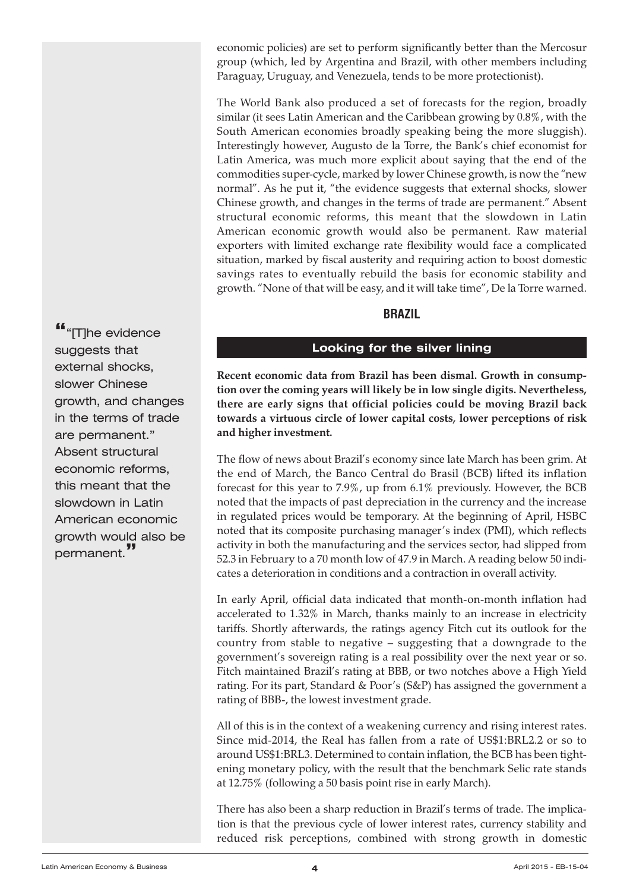economic policies) are set to perform significantly better than the Mercosur group (which, led by Argentina and Brazil, with other members including Paraguay, Uruguay, and Venezuela, tends to be more protectionist).

The World Bank also produced a set of forecasts for the region, broadly similar (it sees Latin American and the Caribbean growing by 0.8%, with the South American economies broadly speaking being the more sluggish). Interestingly however, Augusto de la Torre, the Bank's chief economist for Latin America, was much more explicit about saying that the end of the commodities super-cycle, marked by lower Chinese growth, is now the "new normal". As he put it, "the evidence suggests that external shocks, slower Chinese growth, and changes in the terms of trade are permanent." Absent structural economic reforms, this meant that the slowdown in Latin American economic growth would also be permanent. Raw material exporters with limited exchange rate flexibility would face a complicated situation, marked by fiscal austerity and requiring action to boost domestic savings rates to eventually rebuild the basis for economic stability and growth. "None of that will be easy, and it will take time", De la Torre warned.

> "[T]he evidence suggests that external shocks, slower Chinese growth, and changes in the terms of trade are permanent." Absent structural economic reforms, this meant that the slowdown in Latin American economic growth would also be permanent.

## BRAZIL

### Looking for the silver lining

**Recent economic data from Brazil has been dismal. Growth in consumption over the coming years will likely be in low single digits. Nevertheless, there are early signs that official policies could be moving Brazil back towards a virtuous circle of lower capital costs, lower perceptions of risk and higher investment.**

The flow of news about Brazil's economy since late March has been grim. At the end of March, the Banco Central do Brasil (BCB) lifted its inflation forecast for this year to 7.9%, up from 6.1% previously. However, the BCB noted that the impacts of past depreciation in the currency and the increase in regulated prices would be temporary. At the beginning of April, HSBC noted that its composite purchasing manager's index (PMI), which reflects activity in both the manufacturing and the services sector, had slipped from 52.3 in February to a 70 month low of 47.9 in March. A reading below 50 indicates a deterioration in conditions and a contraction in overall activity.

In early April, official data indicated that month-on-month inflation had accelerated to 1.32% in March, thanks mainly to an increase in electricity tariffs. Shortly afterwards, the ratings agency Fitch cut its outlook for the country from stable to negative – suggesting that a downgrade to the government's sovereign rating is a real possibility over the next year or so. Fitch maintained Brazil's rating at BBB, or two notches above a High Yield rating. For its part, Standard & Poor's (S&P) has assigned the government a rating of BBB-, the lowest investment grade.

All of this is in the context of a weakening currency and rising interest rates. Since mid-2014, the Real has fallen from a rate of US$1:BRL2.2 or so to around US$1:BRL3. Determined to contain inflation, the BCB has been tightening monetary policy, with the result that the benchmark Selic rate stands at 12.75% (following a 50 basis point rise in early March).

There has also been a sharp reduction in Brazil's terms of trade. The implication is that the previous cycle of lower interest rates, currency stability and reduced risk perceptions, combined with strong growth in domestic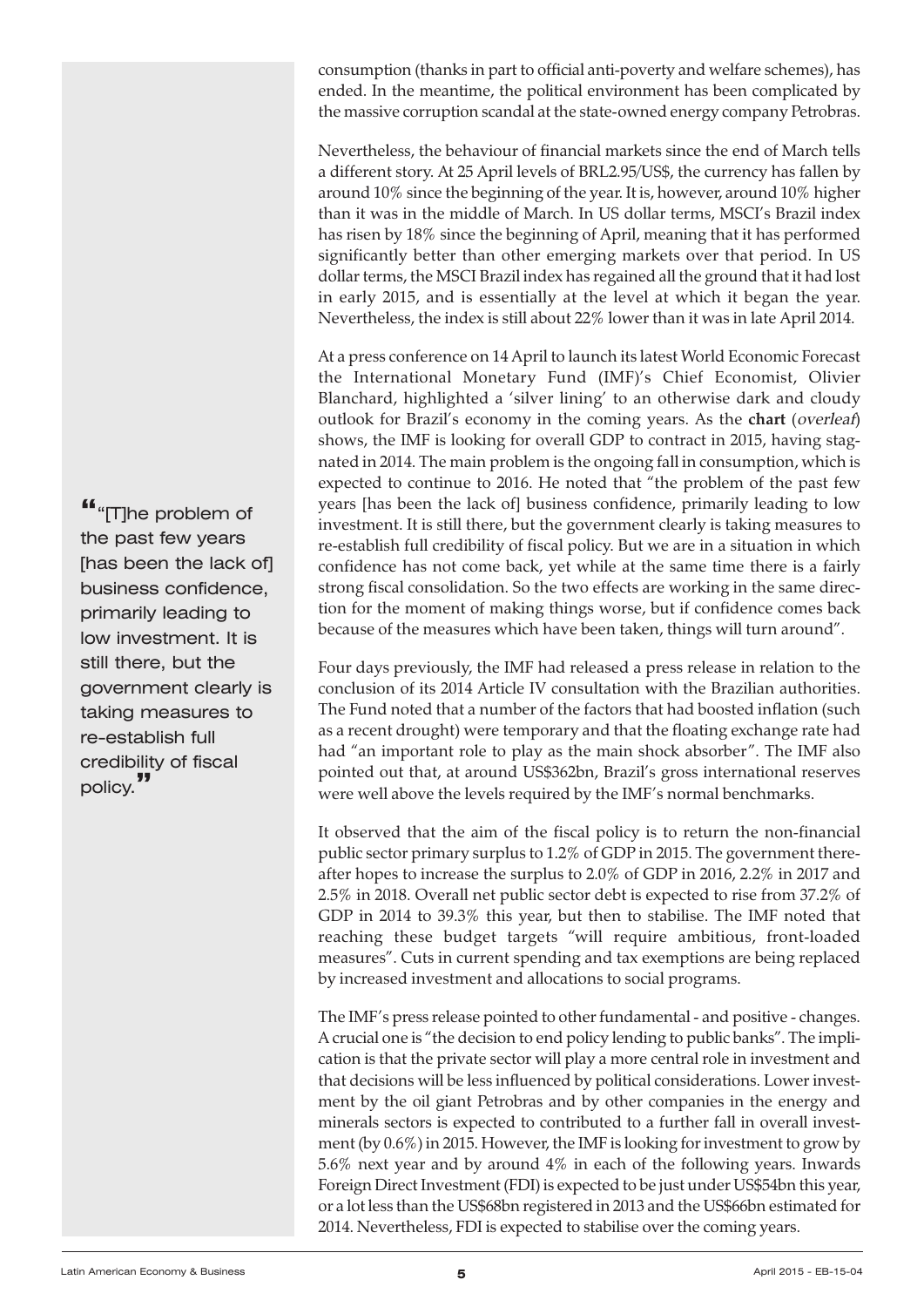consumption (thanks in part to official anti-poverty and welfare schemes), has ended. In the meantime, the political environment has been complicated by the massive corruption scandal at the state-owned energy company Petrobras.

Nevertheless, the behaviour of financial markets since the end of March tells a different story. At 25 April levels of BRL2.95/US$, the currency has fallen by around 10% since the beginning of the year. It is, however, around 10% higher than it was in the middle of March. In US dollar terms, MSCI's Brazil index has risen by 18% since the beginning of April, meaning that it has performed significantly better than other emerging markets over that period. In US dollar terms, the MSCI Brazil index has regained all the ground that it had lost in early 2015, and is essentially at the level at which it began the year. Nevertheless, the index is still about 22% lower than it was in late April 2014.

At a press conference on 14 April to launch its latest World Economic Forecast the International Monetary Fund (IMF)'s Chief Economist, Olivier Blanchard, highlighted a 'silver lining' to an otherwise dark and cloudy outlook for Brazil's economy in the coming years. As the **chart** (*overleaf*) shows, the IMF is looking for overall GDP to contract in 2015, having stagnated in 2014. The main problem is the ongoing fall in consumption, which is expected to continue to 2016. He noted that "the problem of the past few years [has been the lack of] business confidence, primarily leading to low investment. It is still there, but the government clearly is taking measures to re-establish full credibility of fiscal policy. But we are in a situation in which confidence has not come back, yet while at the same time there is a fairly strong fiscal consolidation. So the two effects are working in the same direction for the moment of making things worse, but if confidence comes back because of the measures which have been taken, things will turn around".

> "[T]he problem of the past few years [has been the lack of] business confidence, primarily leading to low investment. It is still there, but the government clearly is taking measures to re-establish full credibility of fiscal policy."

Four days previously, the IMF had released a press release in relation to the conclusion of its 2014 Article IV consultation with the Brazilian authorities. The Fund noted that a number of the factors that had boosted inflation (such as a recent drought) were temporary and that the floating exchange rate had had "an important role to play as the main shock absorber". The IMF also pointed out that, at around US$362bn, Brazil's gross international reserves were well above the levels required by the IMF's normal benchmarks.

It observed that the aim of the fiscal policy is to return the non-financial public sector primary surplus to 1.2% of GDP in 2015. The government thereafter hopes to increase the surplus to 2.0% of GDP in 2016, 2.2% in 2017 and 2.5% in 2018. Overall net public sector debt is expected to rise from 37.2% of GDP in 2014 to 39.3% this year, but then to stabilise. The IMF noted that reaching these budget targets "will require ambitious, front-loaded measures". Cuts in current spending and tax exemptions are being replaced by increased investment and allocations to social programs.

The IMF's press release pointed to other fundamental - and positive - changes. A crucial one is "the decision to end policy lending to public banks". The implication is that the private sector will play a more central role in investment and that decisions will be less influenced by political considerations. Lower investment by the oil giant Petrobras and by other companies in the energy and minerals sectors is expected to contributed to a further fall in overall investment (by 0.6%) in 2015. However, the IMF is looking for investment to grow by 5.6% next year and by around 4% in each of the following years. Inwards Foreign Direct Investment (FDI) is expected to be just under US$54bn this year, or a lot less than the US$68bn registered in 2013 and the US$66bn estimated for 2014. Nevertheless, FDI is expected to stabilise over the coming years.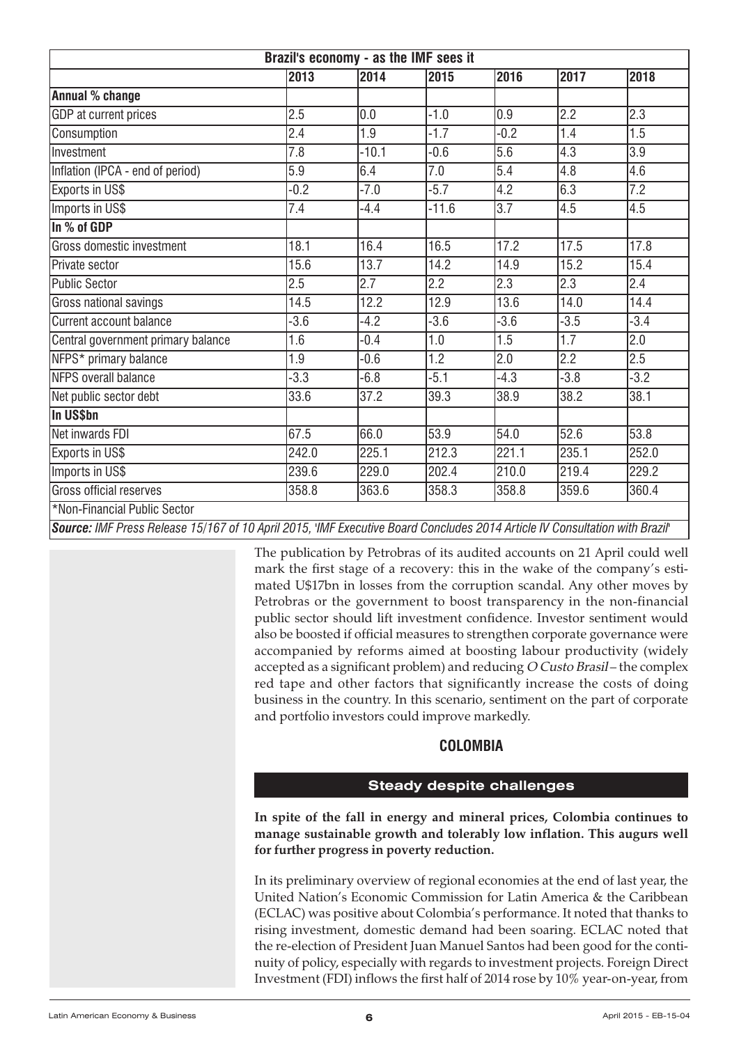| Brazil's economy - as the IMF sees it | | | | | | |
|---|---|---|---|---|---|---|
| | 2013 | 2014 | 2015 | 2016 | 2017 | 2018 |
| **Annual % change** | | | | | | |
| GDP at current prices | 2.5 | 0.0 | -1.0 | 0.9 | 2.2 | 2.3 |
| Consumption | 2.4 | 1.9 | -1.7 | -0.2 | 1.4 | 1.5 |
| Investment | 7.8 | -10.1 | -0.6 | 5.6 | 4.3 | 3.9 |
| Inflation (IPCA - end of period) | 5.9 | 6.4 | 7.0 | 5.4 | 4.8 | 4.6 |
| Exports in US$ | -0.2 | -7.0 | -5.7 | 4.2 | 6.3 | 7.2 |
| Imports in US$ | 7.4 | -4.4 | -11.6 | 3.7 | 4.5 | 4.5 |
| **In % of GDP** | | | | | | |
| Gross domestic investment | 18.1 | 16.4 | 16.5 | 17.2 | 17.5 | 17.8 |
| Private sector | 15.6 | 13.7 | 14.2 | 14.9 | 15.2 | 15.4 |
| Public Sector | 2.5 | 2.7 | 2.2 | 2.3 | 2.3 | 2.4 |
| Gross national savings | 14.5 | 12.2 | 12.9 | 13.6 | 14.0 | 14.4 |
| Current account balance | -3.6 | -4.2 | -3.6 | -3.6 | -3.5 | -3.4 |
| Central government primary balance | 1.6 | -0.4 | 1.0 | 1.5 | 1.7 | 2.0 |
| NFPS* primary balance | 1.9 | -0.6 | 1.2 | 2.0 | 2.2 | 2.5 |
| NFPS overall balance | -3.3 | -6.8 | -5.1 | -4.3 | -3.8 | -3.2 |
| Net public sector debt | 33.6 | 37.2 | 39.3 | 38.9 | 38.2 | 38.1 |
| **In US$bn** | | | | | | |
| Net inwards FDI | 67.5 | 66.0 | 53.9 | 54.0 | 52.6 | 53.8 |
| Exports in US$ | 242.0 | 225.1 | 212.3 | 221.1 | 235.1 | 252.0 |
| Imports in US$ | 239.6 | 229.0 | 202.4 | 210.0 | 219.4 | 229.2 |
| Gross official reserves | 358.8 | 363.6 | 358.3 | 358.8 | 359.6 | 360.4 |

*Non-Financial Public Sector

***Source:*** *IMF Press Release 15/167 of 10 April 2015, 'IMF Executive Board Concludes 2014 Article IV Consultation with Brazil'*

The publication by Petrobras of its audited accounts on 21 April could well mark the first stage of a recovery: this in the wake of the company's estimated U$17bn in losses from the corruption scandal. Any other moves by Petrobras or the government to boost transparency in the non-financial public sector should lift investment confidence. Investor sentiment would also be boosted if official measures to strengthen corporate governance were accompanied by reforms aimed at boosting labour productivity (widely accepted as a significant problem) and reducing *O Custo Brasil* – the complex red tape and other factors that significantly increase the costs of doing business in the country. In this scenario, sentiment on the part of corporate and portfolio investors could improve markedly.

## COLOMBIA

### Steady despite challenges

**In spite of the fall in energy and mineral prices, Colombia continues to manage sustainable growth and tolerably low inflation. This augurs well for further progress in poverty reduction.**

In its preliminary overview of regional economies at the end of last year, the United Nation's Economic Commission for Latin America & the Caribbean (ECLAC) was positive about Colombia's performance. It noted that thanks to rising investment, domestic demand had been soaring. ECLAC noted that the re-election of President Juan Manuel Santos had been good for the continuity of policy, especially with regards to investment projects. Foreign Direct Investment (FDI) inflows the first half of 2014 rose by 10% year-on-year, from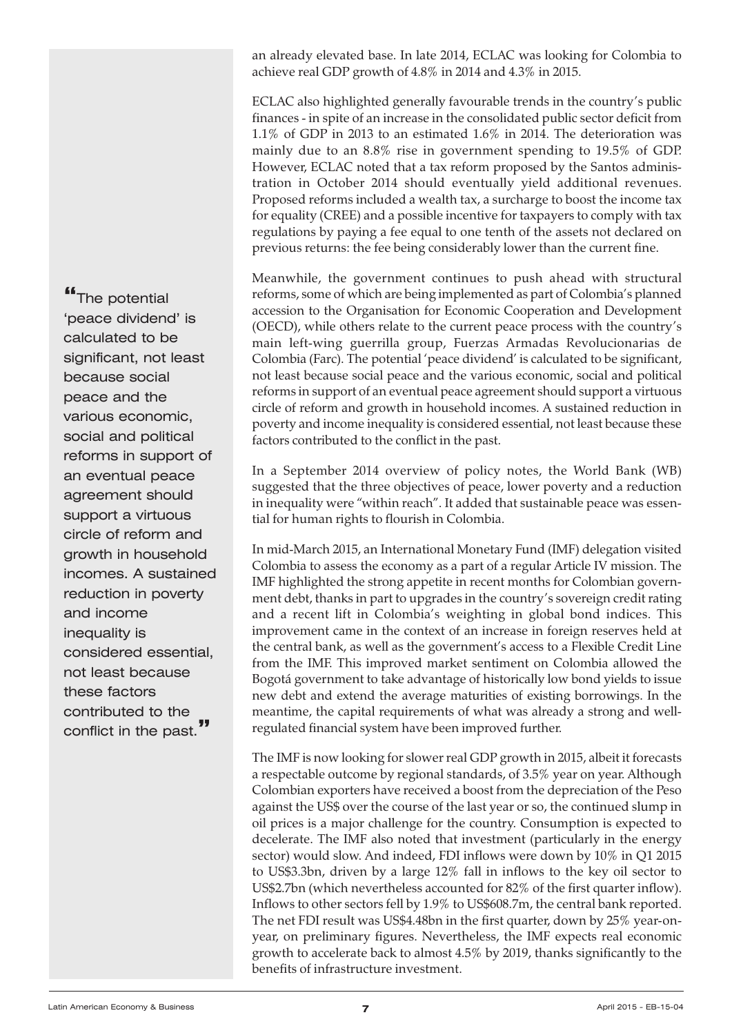an already elevated base. In late 2014, ECLAC was looking for Colombia to achieve real GDP growth of 4.8% in 2014 and 4.3% in 2015.

ECLAC also highlighted generally favourable trends in the country's public finances - in spite of an increase in the consolidated public sector deficit from 1.1% of GDP in 2013 to an estimated 1.6% in 2014. The deterioration was mainly due to an 8.8% rise in government spending to 19.5% of GDP. However, ECLAC noted that a tax reform proposed by the Santos administration in October 2014 should eventually yield additional revenues. Proposed reforms included a wealth tax, a surcharge to boost the income tax for equality (CREE) and a possible incentive for taxpayers to comply with tax regulations by paying a fee equal to one tenth of the assets not declared on previous returns: the fee being considerably lower than the current fine.

> "The potential 'peace dividend' is calculated to be significant, not least because social peace and the various economic, social and political reforms in support of an eventual peace agreement should support a virtuous circle of reform and growth in household incomes. A sustained reduction in poverty and income inequality is considered essential, not least because these factors contributed to the conflict in the past."

Meanwhile, the government continues to push ahead with structural reforms, some of which are being implemented as part of Colombia's planned accession to the Organisation for Economic Cooperation and Development (OECD), while others relate to the current peace process with the country's main left-wing guerrilla group, Fuerzas Armadas Revolucionarias de Colombia (Farc). The potential 'peace dividend' is calculated to be significant, not least because social peace and the various economic, social and political reforms in support of an eventual peace agreement should support a virtuous circle of reform and growth in household incomes. A sustained reduction in poverty and income inequality is considered essential, not least because these factors contributed to the conflict in the past.

In a September 2014 overview of policy notes, the World Bank (WB) suggested that the three objectives of peace, lower poverty and a reduction in inequality were "within reach". It added that sustainable peace was essential for human rights to flourish in Colombia.

In mid-March 2015, an International Monetary Fund (IMF) delegation visited Colombia to assess the economy as a part of a regular Article IV mission. The IMF highlighted the strong appetite in recent months for Colombian government debt, thanks in part to upgrades in the country's sovereign credit rating and a recent lift in Colombia's weighting in global bond indices. This improvement came in the context of an increase in foreign reserves held at the central bank, as well as the government's access to a Flexible Credit Line from the IMF. This improved market sentiment on Colombia allowed the Bogotá government to take advantage of historically low bond yields to issue new debt and extend the average maturities of existing borrowings. In the meantime, the capital requirements of what was already a strong and well-regulated financial system have been improved further.

The IMF is now looking for slower real GDP growth in 2015, albeit it forecasts a respectable outcome by regional standards, of 3.5% year on year. Although Colombian exporters have received a boost from the depreciation of the Peso against the US$ over the course of the last year or so, the continued slump in oil prices is a major challenge for the country. Consumption is expected to decelerate. The IMF also noted that investment (particularly in the energy sector) would slow. And indeed, FDI inflows were down by 10% in Q1 2015 to US$3.3bn, driven by a large 12% fall in inflows to the key oil sector to US$2.7bn (which nevertheless accounted for 82% of the first quarter inflow). Inflows to other sectors fell by 1.9% to US$608.7m, the central bank reported. The net FDI result was US$4.48bn in the first quarter, down by 25% year-on-year, on preliminary figures. Nevertheless, the IMF expects real economic growth to accelerate back to almost 4.5% by 2019, thanks significantly to the benefits of infrastructure investment.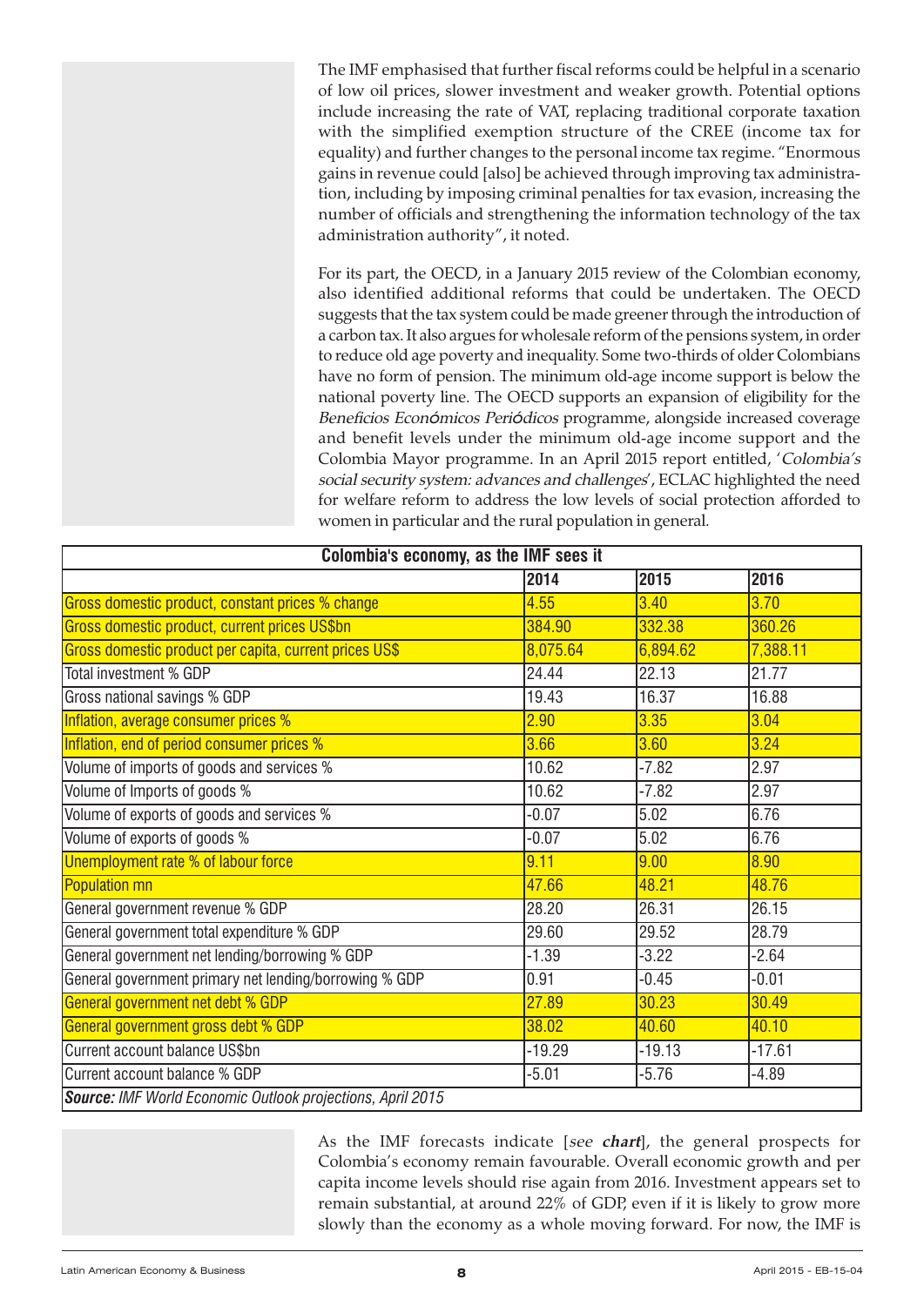The IMF emphasised that further fiscal reforms could be helpful in a scenario of low oil prices, slower investment and weaker growth. Potential options include increasing the rate of VAT, replacing traditional corporate taxation with the simplified exemption structure of the CREE (income tax for equality) and further changes to the personal income tax regime. "Enormous gains in revenue could [also] be achieved through improving tax administration, including by imposing criminal penalties for tax evasion, increasing the number of officials and strengthening the information technology of the tax administration authority", it noted.

For its part, the OECD, in a January 2015 review of the Colombian economy, also identified additional reforms that could be undertaken. The OECD suggests that the tax system could be made greener through the introduction of a carbon tax. It also argues for wholesale reform of the pensions system, in order to reduce old age poverty and inequality. Some two-thirds of older Colombians have no form of pension. The minimum old-age income support is below the national poverty line. The OECD supports an expansion of eligibility for the *Beneficios Económicos Periódicos* programme, alongside increased coverage and benefit levels under the minimum old-age income support and the Colombia Mayor programme. In an April 2015 report entitled, '*Colombia's social security system: advances and challenges*', ECLAC highlighted the need for welfare reform to address the low levels of social protection afforded to women in particular and the rural population in general.

**Colombia's economy, as the IMF sees it**

| | 2014 | 2015 | 2016 |
|---|---|---|---|
| Gross domestic product, constant prices % change | 4.55 | 3.40 | 3.70 |
| Gross domestic product, current prices US$bn | 384.90 | 332.38 | 360.26 |
| Gross domestic product per capita, current prices US$ | 8,075.64 | 6,894.62 | 7,388.11 |
| Total investment % GDP | 24.44 | 22.13 | 21.77 |
| Gross national savings % GDP | 19.43 | 16.37 | 16.88 |
| Inflation, average consumer prices % | 2.90 | 3.35 | 3.04 |
| Inflation, end of period consumer prices % | 3.66 | 3.60 | 3.24 |
| Volume of imports of goods and services % | 10.62 | -7.82 | 2.97 |
| Volume of Imports of goods % | 10.62 | -7.82 | 2.97 |
| Volume of exports of goods and services % | -0.07 | 5.02 | 6.76 |
| Volume of exports of goods % | -0.07 | 5.02 | 6.76 |
| Unemployment rate % of labour force | 9.11 | 9.00 | 8.90 |
| Population mn | 47.66 | 48.21 | 48.76 |
| General government revenue % GDP | 28.20 | 26.31 | 26.15 |
| General government total expenditure % GDP | 29.60 | 29.52 | 28.79 |
| General government net lending/borrowing % GDP | -1.39 | -3.22 | -2.64 |
| General government primary net lending/borrowing % GDP | 0.91 | -0.45 | -0.01 |
| General government net debt % GDP | 27.89 | 30.23 | 30.49 |
| General government gross debt % GDP | 38.02 | 40.60 | 40.10 |
| Current account balance US$bn | -19.29 | -19.13 | -17.61 |
| Current account balance % GDP | -5.01 | -5.76 | -4.89 |

***Source:*** *IMF World Economic Outlook projections, April 2015*

As the IMF forecasts indicate [*see* ***chart***], the general prospects for Colombia's economy remain favourable. Overall economic growth and per capita income levels should rise again from 2016. Investment appears set to remain substantial, at around 22% of GDP, even if it is likely to grow more slowly than the economy as a whole moving forward. For now, the IMF is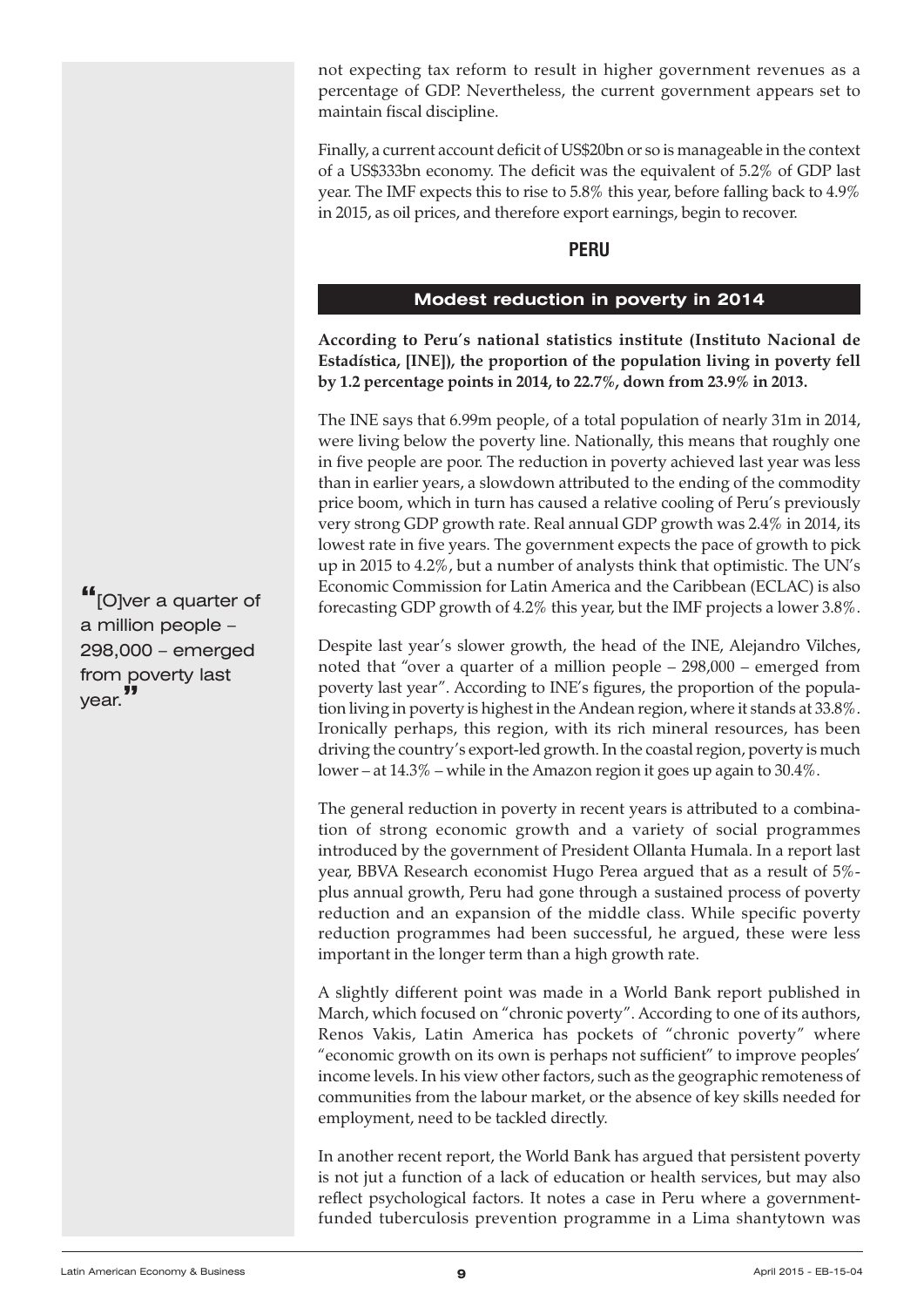not expecting tax reform to result in higher government revenues as a percentage of GDP. Nevertheless, the current government appears set to maintain fiscal discipline.

Finally, a current account deficit of US$20bn or so is manageable in the context of a US$333bn economy. The deficit was the equivalent of 5.2% of GDP last year. The IMF expects this to rise to 5.8% this year, before falling back to 4.9% in 2015, as oil prices, and therefore export earnings, begin to recover.

## PERU

### Modest reduction in poverty in 2014

**According to Peru's national statistics institute (Instituto Nacional de Estadística, [INE]), the proportion of the population living in poverty fell by 1.2 percentage points in 2014, to 22.7%, down from 23.9% in 2013.**

The INE says that 6.99m people, of a total population of nearly 31m in 2014, were living below the poverty line. Nationally, this means that roughly one in five people are poor. The reduction in poverty achieved last year was less than in earlier years, a slowdown attributed to the ending of the commodity price boom, which in turn has caused a relative cooling of Peru's previously very strong GDP growth rate. Real annual GDP growth was 2.4% in 2014, its lowest rate in five years. The government expects the pace of growth to pick up in 2015 to 4.2%, but a number of analysts think that optimistic. The UN's Economic Commission for Latin America and the Caribbean (ECLAC) is also forecasting GDP growth of 4.2% this year, but the IMF projects a lower 3.8%.

> "[O]ver a quarter of a million people – 298,000 – emerged from poverty last year."

Despite last year's slower growth, the head of the INE, Alejandro Vilches, noted that "over a quarter of a million people – 298,000 – emerged from poverty last year". According to INE's figures, the proportion of the population living in poverty is highest in the Andean region, where it stands at 33.8%. Ironically perhaps, this region, with its rich mineral resources, has been driving the country's export-led growth. In the coastal region, poverty is much lower – at 14.3% – while in the Amazon region it goes up again to 30.4%.

The general reduction in poverty in recent years is attributed to a combination of strong economic growth and a variety of social programmes introduced by the government of President Ollanta Humala. In a report last year, BBVA Research economist Hugo Perea argued that as a result of 5%-plus annual growth, Peru had gone through a sustained process of poverty reduction and an expansion of the middle class. While specific poverty reduction programmes had been successful, he argued, these were less important in the longer term than a high growth rate.

A slightly different point was made in a World Bank report published in March, which focused on "chronic poverty". According to one of its authors, Renos Vakis, Latin America has pockets of "chronic poverty" where "economic growth on its own is perhaps not sufficient" to improve peoples' income levels. In his view other factors, such as the geographic remoteness of communities from the labour market, or the absence of key skills needed for employment, need to be tackled directly.

In another recent report, the World Bank has argued that persistent poverty is not jut a function of a lack of education or health services, but may also reflect psychological factors. It notes a case in Peru where a government-funded tuberculosis prevention programme in a Lima shantytown was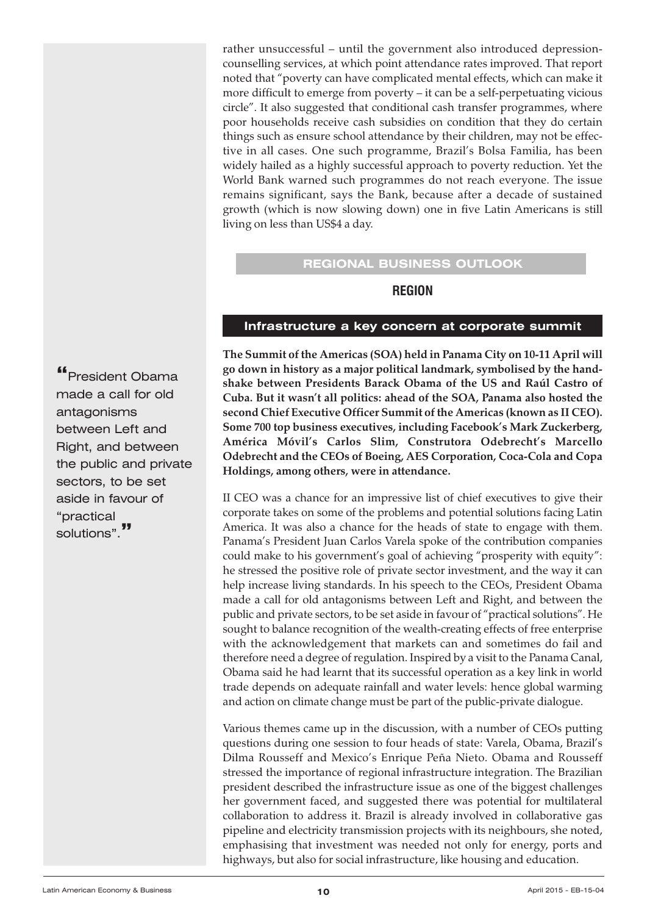rather unsuccessful – until the government also introduced depression-counselling services, at which point attendance rates improved. That report noted that "poverty can have complicated mental effects, which can make it more difficult to emerge from poverty – it can be a self-perpetuating vicious circle". It also suggested that conditional cash transfer programmes, where poor households receive cash subsidies on condition that they do certain things such as ensure school attendance by their children, may not be effective in all cases. One such programme, Brazil's Bolsa Familia, has been widely hailed as a highly successful approach to poverty reduction. Yet the World Bank warned such programmes do not reach everyone. The issue remains significant, says the Bank, because after a decade of sustained growth (which is now slowing down) one in five Latin Americans is still living on less than US$4 a day.

## REGIONAL BUSINESS OUTLOOK

### REGION

### Infrastructure a key concern at corporate summit

**The Summit of the Americas (SOA) held in Panama City on 10-11 April will go down in history as a major political landmark, symbolised by the handshake between Presidents Barack Obama of the US and Raúl Castro of Cuba. But it wasn't all politics: ahead of the SOA, Panama also hosted the second Chief Executive Officer Summit of the Americas (known as II CEO). Some 700 top business executives, including Facebook's Mark Zuckerberg, América Móvil's Carlos Slim, Construtora Odebrecht's Marcello Odebrecht and the CEOs of Boeing, AES Corporation, Coca-Cola and Copa Holdings, among others, were in attendance.**

II CEO was a chance for an impressive list of chief executives to give their corporate takes on some of the problems and potential solutions facing Latin America. It was also a chance for the heads of state to engage with them. Panama's President Juan Carlos Varela spoke of the contribution companies could make to his government's goal of achieving "prosperity with equity": he stressed the positive role of private sector investment, and the way it can help increase living standards. In his speech to the CEOs, President Obama made a call for old antagonisms between Left and Right, and between the public and private sectors, to be set aside in favour of "practical solutions". He sought to balance recognition of the wealth-creating effects of free enterprise with the acknowledgement that markets can and sometimes do fail and therefore need a degree of regulation. Inspired by a visit to the Panama Canal, Obama said he had learnt that its successful operation as a key link in world trade depends on adequate rainfall and water levels: hence global warming and action on climate change must be part of the public-private dialogue.

> "President Obama made a call for old antagonisms between Left and Right, and between the public and private sectors, to be set aside in favour of "practical solutions"."

Various themes came up in the discussion, with a number of CEOs putting questions during one session to four heads of state: Varela, Obama, Brazil's Dilma Rousseff and Mexico's Enrique Peña Nieto. Obama and Rousseff stressed the importance of regional infrastructure integration. The Brazilian president described the infrastructure issue as one of the biggest challenges her government faced, and suggested there was potential for multilateral collaboration to address it. Brazil is already involved in collaborative gas pipeline and electricity transmission projects with its neighbours, she noted, emphasising that investment was needed not only for energy, ports and highways, but also for social infrastructure, like housing and education.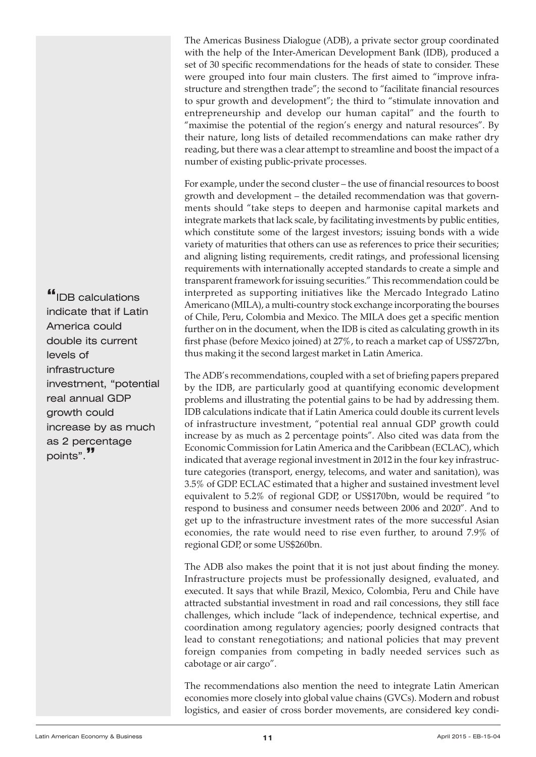The Americas Business Dialogue (ADB), a private sector group coordinated with the help of the Inter-American Development Bank (IDB), produced a set of 30 specific recommendations for the heads of state to consider. These were grouped into four main clusters. The first aimed to "improve infrastructure and strengthen trade"; the second to "facilitate financial resources to spur growth and development"; the third to "stimulate innovation and entrepreneurship and develop our human capital" and the fourth to "maximise the potential of the region's energy and natural resources". By their nature, long lists of detailed recommendations can make rather dry reading, but there was a clear attempt to streamline and boost the impact of a number of existing public-private processes.

For example, under the second cluster – the use of financial resources to boost growth and development – the detailed recommendation was that governments should "take steps to deepen and harmonise capital markets and integrate markets that lack scale, by facilitating investments by public entities, which constitute some of the largest investors; issuing bonds with a wide variety of maturities that others can use as references to price their securities; and aligning listing requirements, credit ratings, and professional licensing requirements with internationally accepted standards to create a simple and transparent framework for issuing securities." This recommendation could be interpreted as supporting initiatives like the Mercado Integrado Latino Americano (MILA), a multi-country stock exchange incorporating the bourses of Chile, Peru, Colombia and Mexico. The MILA does get a specific mention further on in the document, when the IDB is cited as calculating growth in its first phase (before Mexico joined) at 27%, to reach a market cap of US$727bn, thus making it the second largest market in Latin America.

> "IDB calculations indicate that if Latin America could double its current levels of infrastructure investment, "potential real annual GDP growth could increase by as much as 2 percentage points"."

The ADB's recommendations, coupled with a set of briefing papers prepared by the IDB, are particularly good at quantifying economic development problems and illustrating the potential gains to be had by addressing them. IDB calculations indicate that if Latin America could double its current levels of infrastructure investment, "potential real annual GDP growth could increase by as much as 2 percentage points". Also cited was data from the Economic Commission for Latin America and the Caribbean (ECLAC), which indicated that average regional investment in 2012 in the four key infrastructure categories (transport, energy, telecoms, and water and sanitation), was 3.5% of GDP. ECLAC estimated that a higher and sustained investment level equivalent to 5.2% of regional GDP, or US$170bn, would be required "to respond to business and consumer needs between 2006 and 2020". And to get up to the infrastructure investment rates of the more successful Asian economies, the rate would need to rise even further, to around 7.9% of regional GDP, or some US$260bn.

The ADB also makes the point that it is not just about finding the money. Infrastructure projects must be professionally designed, evaluated, and executed. It says that while Brazil, Mexico, Colombia, Peru and Chile have attracted substantial investment in road and rail concessions, they still face challenges, which include "lack of independence, technical expertise, and coordination among regulatory agencies; poorly designed contracts that lead to constant renegotiations; and national policies that may prevent foreign companies from competing in badly needed services such as cabotage or air cargo".

The recommendations also mention the need to integrate Latin American economies more closely into global value chains (GVCs). Modern and robust logistics, and easier of cross border movements, are considered key condi-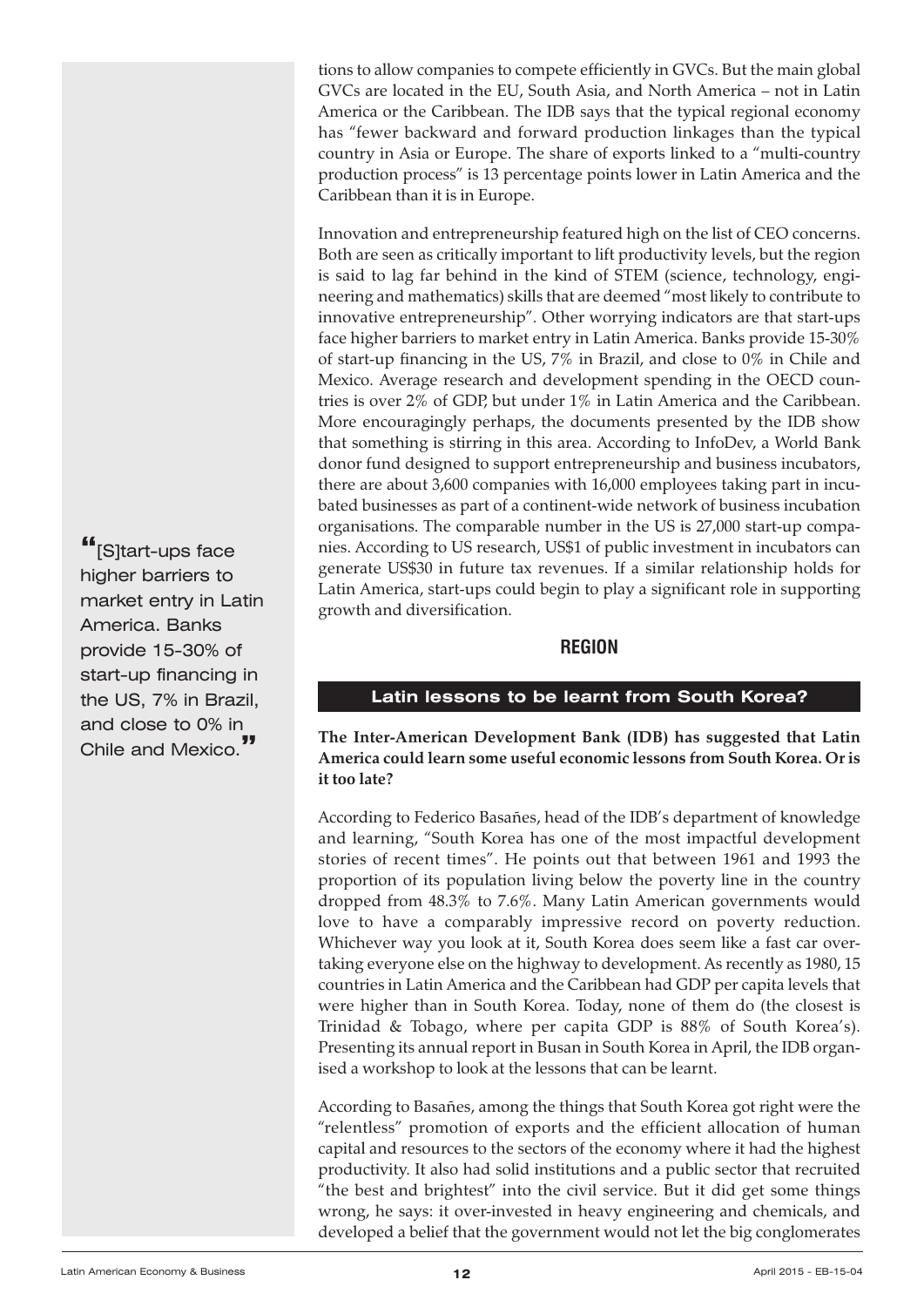tions to allow companies to compete efficiently in GVCs. But the main global GVCs are located in the EU, South Asia, and North America – not in Latin America or the Caribbean. The IDB says that the typical regional economy has "fewer backward and forward production linkages than the typical country in Asia or Europe. The share of exports linked to a "multi-country production process" is 13 percentage points lower in Latin America and the Caribbean than it is in Europe.

Innovation and entrepreneurship featured high on the list of CEO concerns. Both are seen as critically important to lift productivity levels, but the region is said to lag far behind in the kind of STEM (science, technology, engineering and mathematics) skills that are deemed "most likely to contribute to innovative entrepreneurship". Other worrying indicators are that start-ups face higher barriers to market entry in Latin America. Banks provide 15-30% of start-up financing in the US, 7% in Brazil, and close to 0% in Chile and Mexico. Average research and development spending in the OECD countries is over 2% of GDP, but under 1% in Latin America and the Caribbean. More encouragingly perhaps, the documents presented by the IDB show that something is stirring in this area. According to InfoDev, a World Bank donor fund designed to support entrepreneurship and business incubators, there are about 3,600 companies with 16,000 employees taking part in incubated businesses as part of a continent-wide network of business incubation organisations. The comparable number in the US is 27,000 start-up companies. According to US research, US$1 of public investment in incubators can generate US$30 in future tax revenues. If a similar relationship holds for Latin America, start-ups could begin to play a significant role in supporting growth and diversification.

> "[S]tart-ups face higher barriers to market entry in Latin America. Banks provide 15-30% of start-up financing in the US, 7% in Brazil, and close to 0% in Chile and Mexico."

## REGION

### Latin lessons to be learnt from South Korea?

**The Inter-American Development Bank (IDB) has suggested that Latin America could learn some useful economic lessons from South Korea. Or is it too late?**

According to Federico Basañes, head of the IDB's department of knowledge and learning, "South Korea has one of the most impactful development stories of recent times". He points out that between 1961 and 1993 the proportion of its population living below the poverty line in the country dropped from 48.3% to 7.6%. Many Latin American governments would love to have a comparably impressive record on poverty reduction. Whichever way you look at it, South Korea does seem like a fast car overtaking everyone else on the highway to development. As recently as 1980, 15 countries in Latin America and the Caribbean had GDP per capita levels that were higher than in South Korea. Today, none of them do (the closest is Trinidad & Tobago, where per capita GDP is 88% of South Korea's). Presenting its annual report in Busan in South Korea in April, the IDB organised a workshop to look at the lessons that can be learnt.

According to Basañes, among the things that South Korea got right were the "relentless" promotion of exports and the efficient allocation of human capital and resources to the sectors of the economy where it had the highest productivity. It also had solid institutions and a public sector that recruited "the best and brightest" into the civil service. But it did get some things wrong, he says: it over-invested in heavy engineering and chemicals, and developed a belief that the government would not let the big conglomerates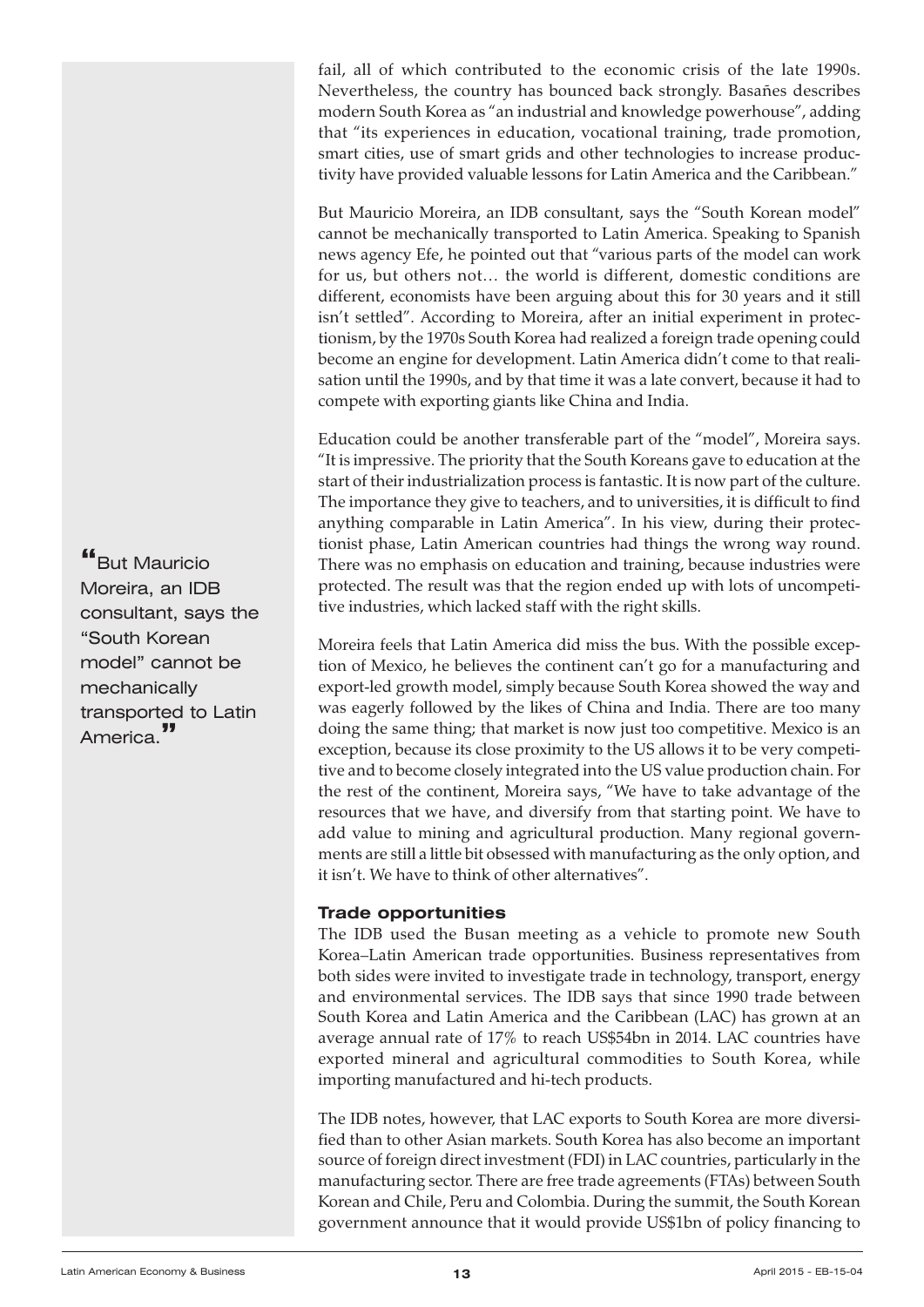fail, all of which contributed to the economic crisis of the late 1990s. Nevertheless, the country has bounced back strongly. Basañes describes modern South Korea as "an industrial and knowledge powerhouse", adding that "its experiences in education, vocational training, trade promotion, smart cities, use of smart grids and other technologies to increase productivity have provided valuable lessons for Latin America and the Caribbean."

But Mauricio Moreira, an IDB consultant, says the "South Korean model" cannot be mechanically transported to Latin America. Speaking to Spanish news agency Efe, he pointed out that "various parts of the model can work for us, but others not… the world is different, domestic conditions are different, economists have been arguing about this for 30 years and it still isn't settled". According to Moreira, after an initial experiment in protectionism, by the 1970s South Korea had realized a foreign trade opening could become an engine for development. Latin America didn't come to that realisation until the 1990s, and by that time it was a late convert, because it had to compete with exporting giants like China and India.

> "But Mauricio Moreira, an IDB consultant, says the "South Korean model" cannot be mechanically transported to Latin America."

Education could be another transferable part of the "model", Moreira says. "It is impressive. The priority that the South Koreans gave to education at the start of their industrialization process is fantastic. It is now part of the culture. The importance they give to teachers, and to universities, it is difficult to find anything comparable in Latin America". In his view, during their protectionist phase, Latin American countries had things the wrong way round. There was no emphasis on education and training, because industries were protected. The result was that the region ended up with lots of uncompetitive industries, which lacked staff with the right skills.

Moreira feels that Latin America did miss the bus. With the possible exception of Mexico, he believes the continent can't go for a manufacturing and export-led growth model, simply because South Korea showed the way and was eagerly followed by the likes of China and India. There are too many doing the same thing; that market is now just too competitive. Mexico is an exception, because its close proximity to the US allows it to be very competitive and to become closely integrated into the US value production chain. For the rest of the continent, Moreira says, "We have to take advantage of the resources that we have, and diversify from that starting point. We have to add value to mining and agricultural production. Many regional governments are still a little bit obsessed with manufacturing as the only option, and it isn't. We have to think of other alternatives".

### Trade opportunities

The IDB used the Busan meeting as a vehicle to promote new South Korea–Latin American trade opportunities. Business representatives from both sides were invited to investigate trade in technology, transport, energy and environmental services. The IDB says that since 1990 trade between South Korea and Latin America and the Caribbean (LAC) has grown at an average annual rate of 17% to reach US$54bn in 2014. LAC countries have exported mineral and agricultural commodities to South Korea, while importing manufactured and hi-tech products.

The IDB notes, however, that LAC exports to South Korea are more diversified than to other Asian markets. South Korea has also become an important source of foreign direct investment (FDI) in LAC countries, particularly in the manufacturing sector. There are free trade agreements (FTAs) between South Korean and Chile, Peru and Colombia. During the summit, the South Korean government announce that it would provide US$1bn of policy financing to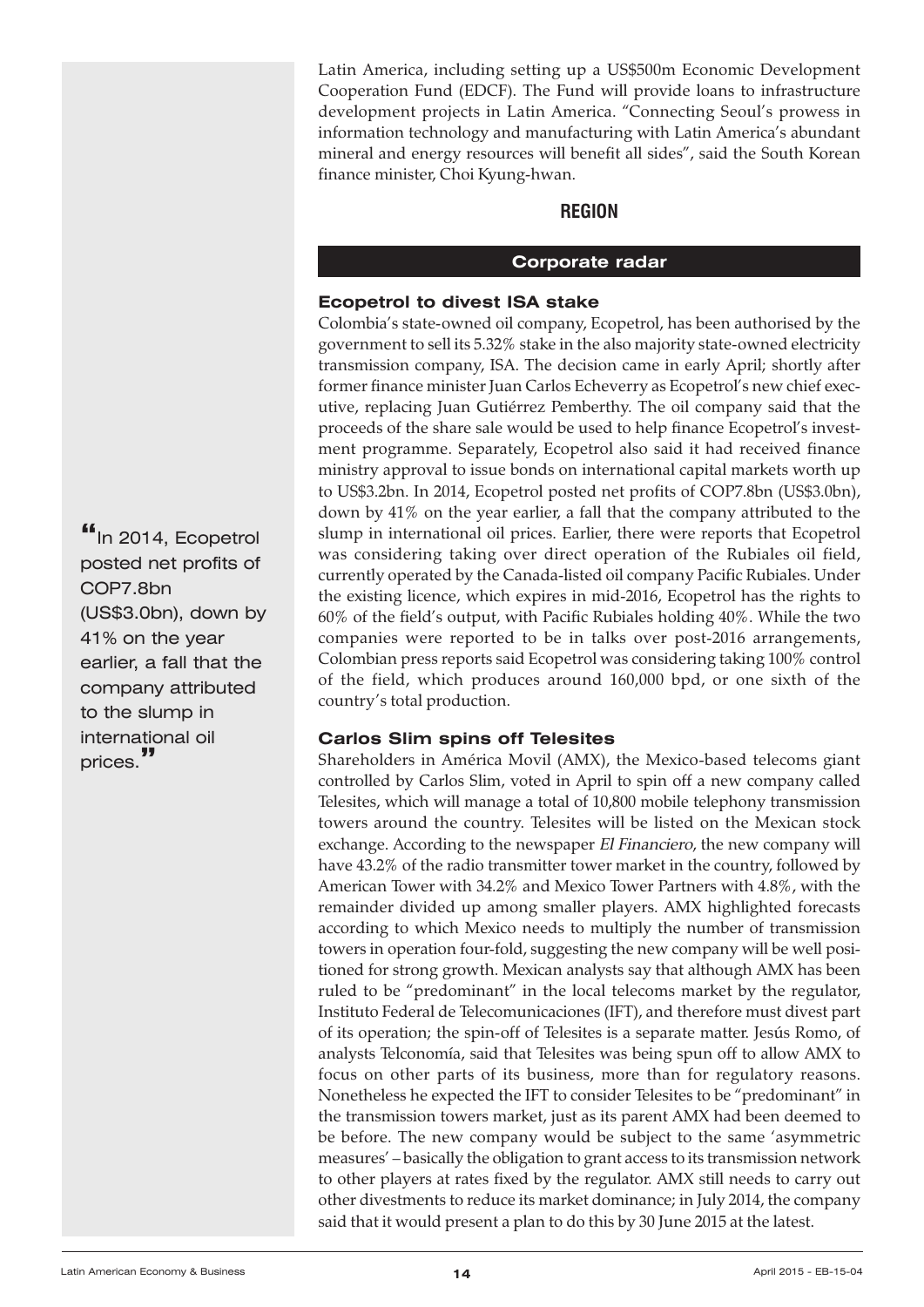Latin America, including setting up a US$500m Economic Development Cooperation Fund (EDCF). The Fund will provide loans to infrastructure development projects in Latin America. "Connecting Seoul's prowess in information technology and manufacturing with Latin America's abundant mineral and energy resources will benefit all sides", said the South Korean finance minister, Choi Kyung-hwan.

## REGION

### Corporate radar

#### Ecopetrol to divest ISA stake

Colombia's state-owned oil company, Ecopetrol, has been authorised by the government to sell its 5.32% stake in the also majority state-owned electricity transmission company, ISA. The decision came in early April; shortly after former finance minister Juan Carlos Echeverry as Ecopetrol's new chief executive, replacing Juan Gutiérrez Pemberthy. The oil company said that the proceeds of the share sale would be used to help finance Ecopetrol's investment programme. Separately, Ecopetrol also said it had received finance ministry approval to issue bonds on international capital markets worth up to US$3.2bn. In 2014, Ecopetrol posted net profits of COP7.8bn (US$3.0bn), down by 41% on the year earlier, a fall that the company attributed to the slump in international oil prices. Earlier, there were reports that Ecopetrol was considering taking over direct operation of the Rubiales oil field, currently operated by the Canada-listed oil company Pacific Rubiales. Under the existing licence, which expires in mid-2016, Ecopetrol has the rights to 60% of the field's output, with Pacific Rubiales holding 40%. While the two companies were reported to be in talks over post-2016 arrangements, Colombian press reports said Ecopetrol was considering taking 100% control of the field, which produces around 160,000 bpd, or one sixth of the country's total production.

> "In 2014, Ecopetrol posted net profits of COP7.8bn (US$3.0bn), down by 41% on the year earlier, a fall that the company attributed to the slump in international oil prices."

#### Carlos Slim spins off Telesites

Shareholders in América Movil (AMX), the Mexico-based telecoms giant controlled by Carlos Slim, voted in April to spin off a new company called Telesites, which will manage a total of 10,800 mobile telephony transmission towers around the country. Telesites will be listed on the Mexican stock exchange. According to the newspaper *El Financiero*, the new company will have 43.2% of the radio transmitter tower market in the country, followed by American Tower with 34.2% and Mexico Tower Partners with 4.8%, with the remainder divided up among smaller players. AMX highlighted forecasts according to which Mexico needs to multiply the number of transmission towers in operation four-fold, suggesting the new company will be well positioned for strong growth. Mexican analysts say that although AMX has been ruled to be "predominant" in the local telecoms market by the regulator, Instituto Federal de Telecomunicaciones (IFT), and therefore must divest part of its operation; the spin-off of Telesites is a separate matter. Jesús Romo, of analysts Telconomía, said that Telesites was being spun off to allow AMX to focus on other parts of its business, more than for regulatory reasons. Nonetheless he expected the IFT to consider Telesites to be "predominant" in the transmission towers market, just as its parent AMX had been deemed to be before. The new company would be subject to the same 'asymmetric measures' – basically the obligation to grant access to its transmission network to other players at rates fixed by the regulator. AMX still needs to carry out other divestments to reduce its market dominance; in July 2014, the company said that it would present a plan to do this by 30 June 2015 at the latest.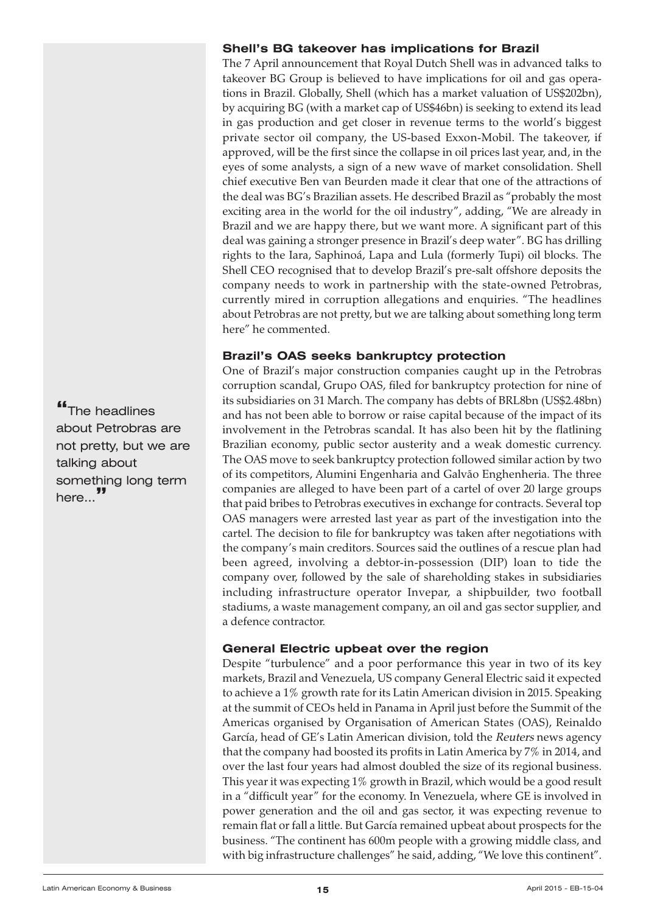### Shell's BG takeover has implications for Brazil

The 7 April announcement that Royal Dutch Shell was in advanced talks to takeover BG Group is believed to have implications for oil and gas operations in Brazil. Globally, Shell (which has a market valuation of US$202bn), by acquiring BG (with a market cap of US$46bn) is seeking to extend its lead in gas production and get closer in revenue terms to the world's biggest private sector oil company, the US-based Exxon-Mobil. The takeover, if approved, will be the first since the collapse in oil prices last year, and, in the eyes of some analysts, a sign of a new wave of market consolidation. Shell chief executive Ben van Beurden made it clear that one of the attractions of the deal was BG's Brazilian assets. He described Brazil as "probably the most exciting area in the world for the oil industry", adding, "We are already in Brazil and we are happy there, but we want more. A significant part of this deal was gaining a stronger presence in Brazil's deep water". BG has drilling rights to the Iara, Saphinoá, Lapa and Lula (formerly Tupi) oil blocks. The Shell CEO recognised that to develop Brazil's pre-salt offshore deposits the company needs to work in partnership with the state-owned Petrobras, currently mired in corruption allegations and enquiries. "The headlines about Petrobras are not pretty, but we are talking about something long term here" he commented.

> "The headlines about Petrobras are not pretty, but we are talking about something long term here..."

### Brazil's OAS seeks bankruptcy protection

One of Brazil's major construction companies caught up in the Petrobras corruption scandal, Grupo OAS, filed for bankruptcy protection for nine of its subsidiaries on 31 March. The company has debts of BRL8bn (US$2.48bn) and has not been able to borrow or raise capital because of the impact of its involvement in the Petrobras scandal. It has also been hit by the flatlining Brazilian economy, public sector austerity and a weak domestic currency. The OAS move to seek bankruptcy protection followed similar action by two of its competitors, Alumini Engenharia and Galvão Enghenheria. The three companies are alleged to have been part of a cartel of over 20 large groups that paid bribes to Petrobras executives in exchange for contracts. Several top OAS managers were arrested last year as part of the investigation into the cartel. The decision to file for bankruptcy was taken after negotiations with the company's main creditors. Sources said the outlines of a rescue plan had been agreed, involving a debtor-in-possession (DIP) loan to tide the company over, followed by the sale of shareholding stakes in subsidiaries including infrastructure operator Invepar, a shipbuilder, two football stadiums, a waste management company, an oil and gas sector supplier, and a defence contractor.

### General Electric upbeat over the region

Despite "turbulence" and a poor performance this year in two of its key markets, Brazil and Venezuela, US company General Electric said it expected to achieve a 1% growth rate for its Latin American division in 2015. Speaking at the summit of CEOs held in Panama in April just before the Summit of the Americas organised by Organisation of American States (OAS), Reinaldo García, head of GE's Latin American division, told the *Reuters* news agency that the company had boosted its profits in Latin America by 7% in 2014, and over the last four years had almost doubled the size of its regional business. This year it was expecting 1% growth in Brazil, which would be a good result in a "difficult year" for the economy. In Venezuela, where GE is involved in power generation and the oil and gas sector, it was expecting revenue to remain flat or fall a little. But García remained upbeat about prospects for the business. "The continent has 600m people with a growing middle class, and with big infrastructure challenges" he said, adding, "We love this continent".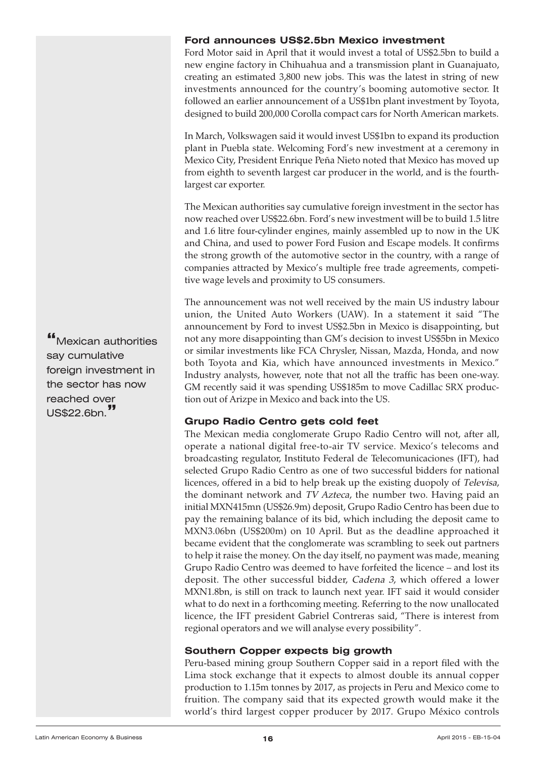### Ford announces US$2.5bn Mexico investment

Ford Motor said in April that it would invest a total of US$2.5bn to build a new engine factory in Chihuahua and a transmission plant in Guanajuato, creating an estimated 3,800 new jobs. This was the latest in string of new investments announced for the country's booming automotive sector. It followed an earlier announcement of a US$1bn plant investment by Toyota, designed to build 200,000 Corolla compact cars for North American markets.

In March, Volkswagen said it would invest US$1bn to expand its production plant in Puebla state. Welcoming Ford's new investment at a ceremony in Mexico City, President Enrique Peña Nieto noted that Mexico has moved up from eighth to seventh largest car producer in the world, and is the fourth-largest car exporter.

The Mexican authorities say cumulative foreign investment in the sector has now reached over US$22.6bn. Ford's new investment will be to build 1.5 litre and 1.6 litre four-cylinder engines, mainly assembled up to now in the UK and China, and used to power Ford Fusion and Escape models. It confirms the strong growth of the automotive sector in the country, with a range of companies attracted by Mexico's multiple free trade agreements, competitive wage levels and proximity to US consumers.

> "Mexican authorities say cumulative foreign investment in the sector has now reached over US$22.6bn."

The announcement was not well received by the main US industry labour union, the United Auto Workers (UAW). In a statement it said "The announcement by Ford to invest US$2.5bn in Mexico is disappointing, but not any more disappointing than GM's decision to invest US$5bn in Mexico or similar investments like FCA Chrysler, Nissan, Mazda, Honda, and now both Toyota and Kia, which have announced investments in Mexico." Industry analysts, however, note that not all the traffic has been one-way. GM recently said it was spending US$185m to move Cadillac SRX production out of Arizpe in Mexico and back into the US.

### Grupo Radio Centro gets cold feet

The Mexican media conglomerate Grupo Radio Centro will not, after all, operate a national digital free-to-air TV service. Mexico's telecoms and broadcasting regulator, Instituto Federal de Telecomunicaciones (IFT), had selected Grupo Radio Centro as one of two successful bidders for national licences, offered in a bid to help break up the existing duopoly of *Televisa*, the dominant network and *TV Azteca*, the number two. Having paid an initial MXN415mn (US$26.9m) deposit, Grupo Radio Centro has been due to pay the remaining balance of its bid, which including the deposit came to MXN3.06bn (US$200m) on 10 April. But as the deadline approached it became evident that the conglomerate was scrambling to seek out partners to help it raise the money. On the day itself, no payment was made, meaning Grupo Radio Centro was deemed to have forfeited the licence – and lost its deposit. The other successful bidder, *Cadena 3*, which offered a lower MXN1.8bn, is still on track to launch next year. IFT said it would consider what to do next in a forthcoming meeting. Referring to the now unallocated licence, the IFT president Gabriel Contreras said, "There is interest from regional operators and we will analyse every possibility".

### Southern Copper expects big growth

Peru-based mining group Southern Copper said in a report filed with the Lima stock exchange that it expects to almost double its annual copper production to 1.15m tonnes by 2017, as projects in Peru and Mexico come to fruition. The company said that its expected growth would make it the world's third largest copper producer by 2017. Grupo México controls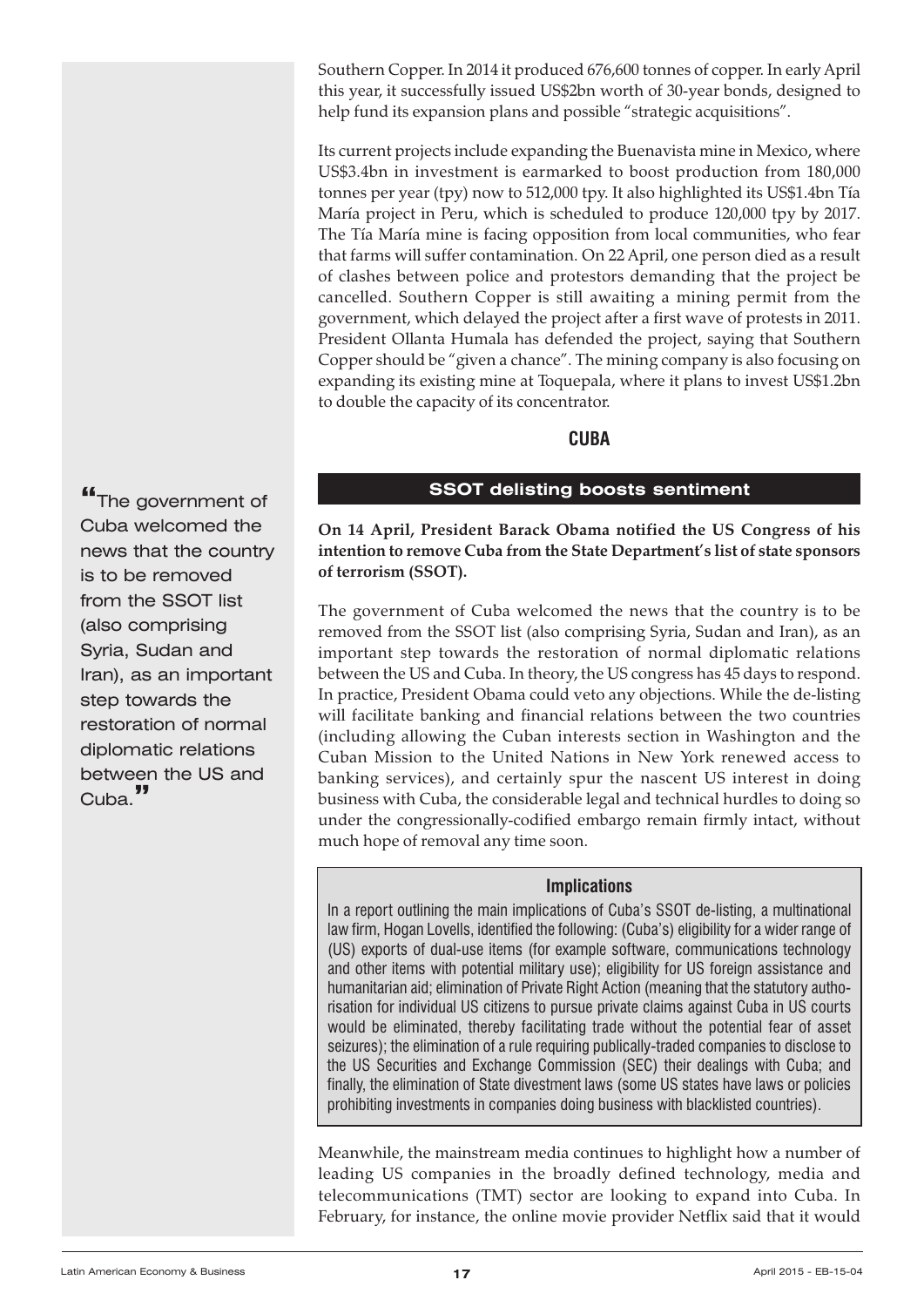Southern Copper. In 2014 it produced 676,600 tonnes of copper. In early April this year, it successfully issued US$2bn worth of 30-year bonds, designed to help fund its expansion plans and possible "strategic acquisitions".

Its current projects include expanding the Buenavista mine in Mexico, where US$3.4bn in investment is earmarked to boost production from 180,000 tonnes per year (tpy) now to 512,000 tpy. It also highlighted its US$1.4bn Tía María project in Peru, which is scheduled to produce 120,000 tpy by 2017. The Tía María mine is facing opposition from local communities, who fear that farms will suffer contamination. On 22 April, one person died as a result of clashes between police and protestors demanding that the project be cancelled. Southern Copper is still awaiting a mining permit from the government, which delayed the project after a first wave of protests in 2011. President Ollanta Humala has defended the project, saying that Southern Copper should be "given a chance". The mining company is also focusing on expanding its existing mine at Toquepala, where it plans to invest US$1.2bn to double the capacity of its concentrator.

## CUBA

### SSOT delisting boosts sentiment

**On 14 April, President Barack Obama notified the US Congress of his intention to remove Cuba from the State Department's list of state sponsors of terrorism (SSOT).**

> "The government of Cuba welcomed the news that the country is to be removed from the SSOT list (also comprising Syria, Sudan and Iran), as an important step towards the restoration of normal diplomatic relations between the US and Cuba."

The government of Cuba welcomed the news that the country is to be removed from the SSOT list (also comprising Syria, Sudan and Iran), as an important step towards the restoration of normal diplomatic relations between the US and Cuba. In theory, the US congress has 45 days to respond. In practice, President Obama could veto any objections. While the de-listing will facilitate banking and financial relations between the two countries (including allowing the Cuban interests section in Washington and the Cuban Mission to the United Nations in New York renewed access to banking services), and certainly spur the nascent US interest in doing business with Cuba, the considerable legal and technical hurdles to doing so under the congressionally-codified embargo remain firmly intact, without much hope of removal any time soon.

#### Implications

In a report outlining the main implications of Cuba's SSOT de-listing, a multinational law firm, Hogan Lovells, identified the following: (Cuba's) eligibility for a wider range of (US) exports of dual-use items (for example software, communications technology and other items with potential military use); eligibility for US foreign assistance and humanitarian aid; elimination of Private Right Action (meaning that the statutory authorisation for individual US citizens to pursue private claims against Cuba in US courts would be eliminated, thereby facilitating trade without the potential fear of asset seizures); the elimination of a rule requiring publically-traded companies to disclose to the US Securities and Exchange Commission (SEC) their dealings with Cuba; and finally, the elimination of State divestment laws (some US states have laws or policies prohibiting investments in companies doing business with blacklisted countries).

Meanwhile, the mainstream media continues to highlight how a number of leading US companies in the broadly defined technology, media and telecommunications (TMT) sector are looking to expand into Cuba. In February, for instance, the online movie provider Netflix said that it would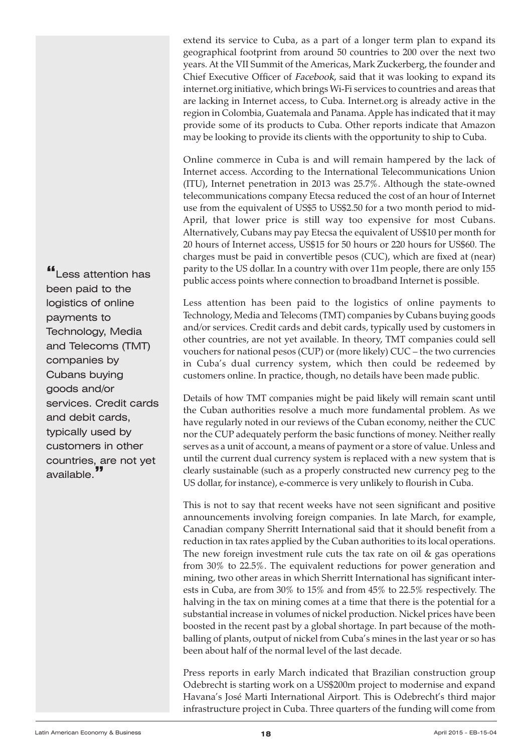extend its service to Cuba, as a part of a longer term plan to expand its geographical footprint from around 50 countries to 200 over the next two years. At the VII Summit of the Americas, Mark Zuckerberg, the founder and Chief Executive Officer of *Facebook*, said that it was looking to expand its internet.org initiative, which brings Wi-Fi services to countries and areas that are lacking in Internet access, to Cuba. Internet.org is already active in the region in Colombia, Guatemala and Panama. Apple has indicated that it may provide some of its products to Cuba. Other reports indicate that Amazon may be looking to provide its clients with the opportunity to ship to Cuba.

Online commerce in Cuba is and will remain hampered by the lack of Internet access. According to the International Telecommunications Union (ITU), Internet penetration in 2013 was 25.7%. Although the state-owned telecommunications company Etecsa reduced the cost of an hour of Internet use from the equivalent of US$5 to US$2.50 for a two month period to mid-April, that lower price is still way too expensive for most Cubans. Alternatively, Cubans may pay Etecsa the equivalent of US$10 per month for 20 hours of Internet access, US$15 for 50 hours or 220 hours for US$60. The charges must be paid in convertible pesos (CUC), which are fixed at (near) parity to the US dollar. In a country with over 11m people, there are only 155 public access points where connection to broadband Internet is possible.

> "Less attention has been paid to the logistics of online payments to Technology, Media and Telecoms (TMT) companies by Cubans buying goods and/or services. Credit cards and debit cards, typically used by customers in other countries, are not yet available."

Less attention has been paid to the logistics of online payments to Technology, Media and Telecoms (TMT) companies by Cubans buying goods and/or services. Credit cards and debit cards, typically used by customers in other countries, are not yet available. In theory, TMT companies could sell vouchers for national pesos (CUP) or (more likely) CUC – the two currencies in Cuba's dual currency system, which then could be redeemed by customers online. In practice, though, no details have been made public.

Details of how TMT companies might be paid likely will remain scant until the Cuban authorities resolve a much more fundamental problem. As we have regularly noted in our reviews of the Cuban economy, neither the CUC nor the CUP adequately perform the basic functions of money. Neither really serves as a unit of account, a means of payment or a store of value. Unless and until the current dual currency system is replaced with a new system that is clearly sustainable (such as a properly constructed new currency peg to the US dollar, for instance), e-commerce is very unlikely to flourish in Cuba.

This is not to say that recent weeks have not seen significant and positive announcements involving foreign companies. In late March, for example, Canadian company Sherritt International said that it should benefit from a reduction in tax rates applied by the Cuban authorities to its local operations. The new foreign investment rule cuts the tax rate on oil & gas operations from 30% to 22.5%. The equivalent reductions for power generation and mining, two other areas in which Sherritt International has significant interests in Cuba, are from 30% to 15% and from 45% to 22.5% respectively. The halving in the tax on mining comes at a time that there is the potential for a substantial increase in volumes of nickel production. Nickel prices have been boosted in the recent past by a global shortage. In part because of the mothballing of plants, output of nickel from Cuba's mines in the last year or so has been about half of the normal level of the last decade.

Press reports in early March indicated that Brazilian construction group Odebrecht is starting work on a US$200m project to modernise and expand Havana's José Marti International Airport. This is Odebrecht's third major infrastructure project in Cuba. Three quarters of the funding will come from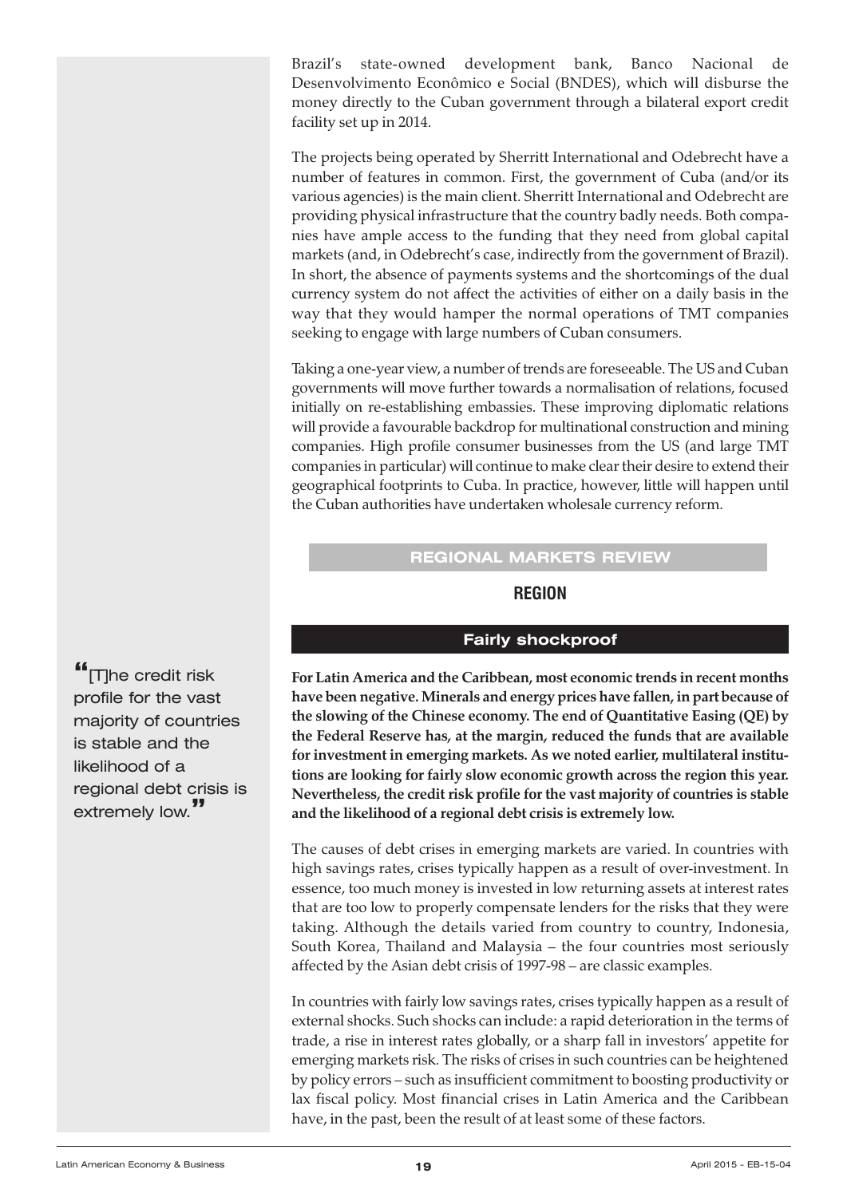Brazil's state-owned development bank, Banco Nacional de Desenvolvimento Econômico e Social (BNDES), which will disburse the money directly to the Cuban government through a bilateral export credit facility set up in 2014.

The projects being operated by Sherritt International and Odebrecht have a number of features in common. First, the government of Cuba (and/or its various agencies) is the main client. Sherritt International and Odebrecht are providing physical infrastructure that the country badly needs. Both companies have ample access to the funding that they need from global capital markets (and, in Odebrecht's case, indirectly from the government of Brazil). In short, the absence of payments systems and the shortcomings of the dual currency system do not affect the activities of either on a daily basis in the way that they would hamper the normal operations of TMT companies seeking to engage with large numbers of Cuban consumers.

Taking a one-year view, a number of trends are foreseeable. The US and Cuban governments will move further towards a normalisation of relations, focused initially on re-establishing embassies. These improving diplomatic relations will provide a favourable backdrop for multinational construction and mining companies. High profile consumer businesses from the US (and large TMT companies in particular) will continue to make clear their desire to extend their geographical footprints to Cuba. In practice, however, little will happen until the Cuban authorities have undertaken wholesale currency reform.

## REGIONAL MARKETS REVIEW

## REGION

### Fairly shockproof

> "[T]he credit risk profile for the vast majority of countries is stable and the likelihood of a regional debt crisis is extremely low."

**For Latin America and the Caribbean, most economic trends in recent months have been negative. Minerals and energy prices have fallen, in part because of the slowing of the Chinese economy. The end of Quantitative Easing (QE) by the Federal Reserve has, at the margin, reduced the funds that are available for investment in emerging markets. As we noted earlier, multilateral institutions are looking for fairly slow economic growth across the region this year. Nevertheless, the credit risk profile for the vast majority of countries is stable and the likelihood of a regional debt crisis is extremely low.**

The causes of debt crises in emerging markets are varied. In countries with high savings rates, crises typically happen as a result of over-investment. In essence, too much money is invested in low returning assets at interest rates that are too low to properly compensate lenders for the risks that they were taking. Although the details varied from country to country, Indonesia, South Korea, Thailand and Malaysia – the four countries most seriously affected by the Asian debt crisis of 1997-98 – are classic examples.

In countries with fairly low savings rates, crises typically happen as a result of external shocks. Such shocks can include: a rapid deterioration in the terms of trade, a rise in interest rates globally, or a sharp fall in investors' appetite for emerging markets risk. The risks of crises in such countries can be heightened by policy errors – such as insufficient commitment to boosting productivity or lax fiscal policy. Most financial crises in Latin America and the Caribbean have, in the past, been the result of at least some of these factors.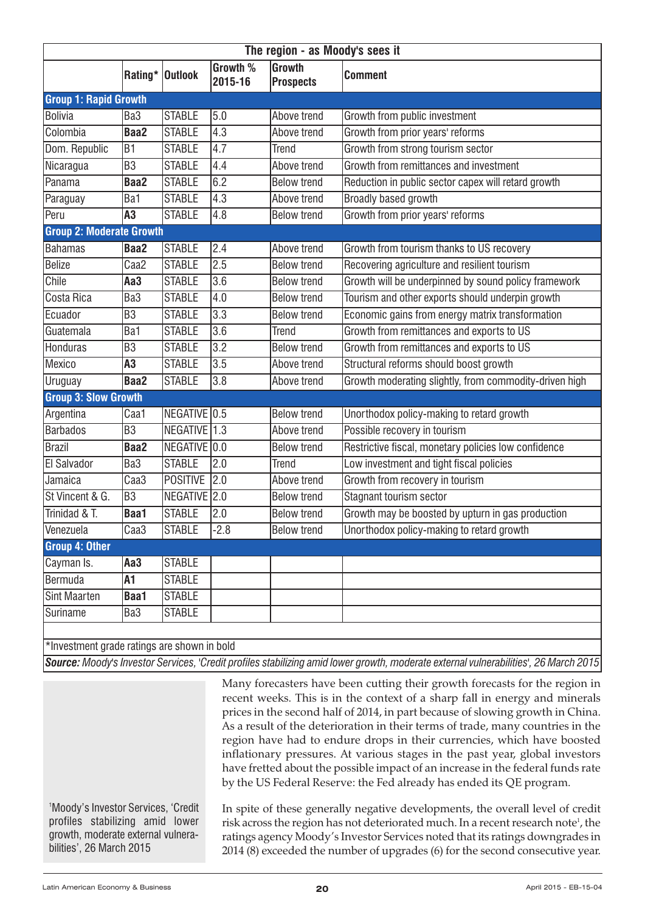| The region - as Moody's sees it | | | | | |
|---|---|---|---|---|---|
| | Rating* | Outlook | Growth % 2015-16 | Growth Prospects | Comment |
| **Group 1: Rapid Growth** | | | | | |
| Bolivia | Ba3 | STABLE | 5.0 | Above trend | Growth from public investment |
| Colombia | **Baa2** | STABLE | 4.3 | Above trend | Growth from prior years' reforms |
| Dom. Republic | B1 | STABLE | 4.7 | Trend | Growth from strong tourism sector |
| Nicaragua | B3 | STABLE | 4.4 | Above trend | Growth from remittances and investment |
| Panama | **Baa2** | STABLE | 6.2 | Below trend | Reduction in public sector capex will retard growth |
| Paraguay | Ba1 | STABLE | 4.3 | Above trend | Broadly based growth |
| Peru | **A3** | STABLE | 4.8 | Below trend | Growth from prior years' reforms |
| **Group 2: Moderate Growth** | | | | | |
| Bahamas | **Baa2** | STABLE | 2.4 | Above trend | Growth from tourism thanks to US recovery |
| Belize | Caa2 | STABLE | 2.5 | Below trend | Recovering agriculture and resilient tourism |
| Chile | **Aa3** | STABLE | 3.6 | Below trend | Growth will be underpinned by sound policy framework |
| Costa Rica | Ba3 | STABLE | 4.0 | Below trend | Tourism and other exports should underpin growth |
| Ecuador | B3 | STABLE | 3.3 | Below trend | Economic gains from energy matrix transformation |
| Guatemala | Ba1 | STABLE | 3.6 | Trend | Growth from remittances and exports to US |
| Honduras | B3 | STABLE | 3.2 | Below trend | Growth from remittances and exports to US |
| Mexico | **A3** | STABLE | 3.5 | Above trend | Structural reforms should boost growth |
| Uruguay | **Baa2** | STABLE | 3.8 | Above trend | Growth moderating slightly, from commodity-driven high |
| **Group 3: Slow Growth** | | | | | |
| Argentina | Caa1 | NEGATIVE | 0.5 | Below trend | Unorthodox policy-making to retard growth |
| Barbados | B3 | NEGATIVE | 1.3 | Above trend | Possible recovery in tourism |
| Brazil | **Baa2** | NEGATIVE | 0.0 | Below trend | Restrictive fiscal, monetary policies low confidence |
| El Salvador | Ba3 | STABLE | 2.0 | Trend | Low investment and tight fiscal policies |
| Jamaica | Caa3 | POSITIVE | 2.0 | Above trend | Growth from recovery in tourism |
| St Vincent & G. | B3 | NEGATIVE | 2.0 | Below trend | Stagnant tourism sector |
| Trinidad & T. | **Baa1** | STABLE | 2.0 | Below trend | Growth may be boosted by upturn in gas production |
| Venezuela | Caa3 | STABLE | -2.8 | Below trend | Unorthodox policy-making to retard growth |
| **Group 4: Other** | | | | | |
| Cayman Is. | **Aa3** | STABLE | | | |
| Bermuda | **A1** | STABLE | | | |
| Sint Maarten | **Baa1** | STABLE | | | |
| Suriname | Ba3 | STABLE | | | |

*Investment grade ratings are shown in bold

***Source:*** *Moody's Investor Services, 'Credit profiles stabilizing amid lower growth, moderate external vulnerabilities', 26 March 2015*

Many forecasters have been cutting their growth forecasts for the region in recent weeks. This is in the context of a sharp fall in energy and minerals prices in the second half of 2014, in part because of slowing growth in China. As a result of the deterioration in their terms of trade, many countries in the region have had to endure drops in their currencies, which have boosted inflationary pressures. At various stages in the past year, global investors have fretted about the possible impact of an increase in the federal funds rate by the US Federal Reserve: the Fed already has ended its QE program.

In spite of these generally negative developments, the overall level of credit risk across the region has not deteriorated much. In a recent research note[1], the ratings agency Moody's Investor Services noted that its ratings downgrades in 2014 (8) exceeded the number of upgrades (6) for the second consecutive year.

[1] Moody's Investor Services, 'Credit profiles stabilizing amid lower growth, moderate external vulnerabilities', 26 March 2015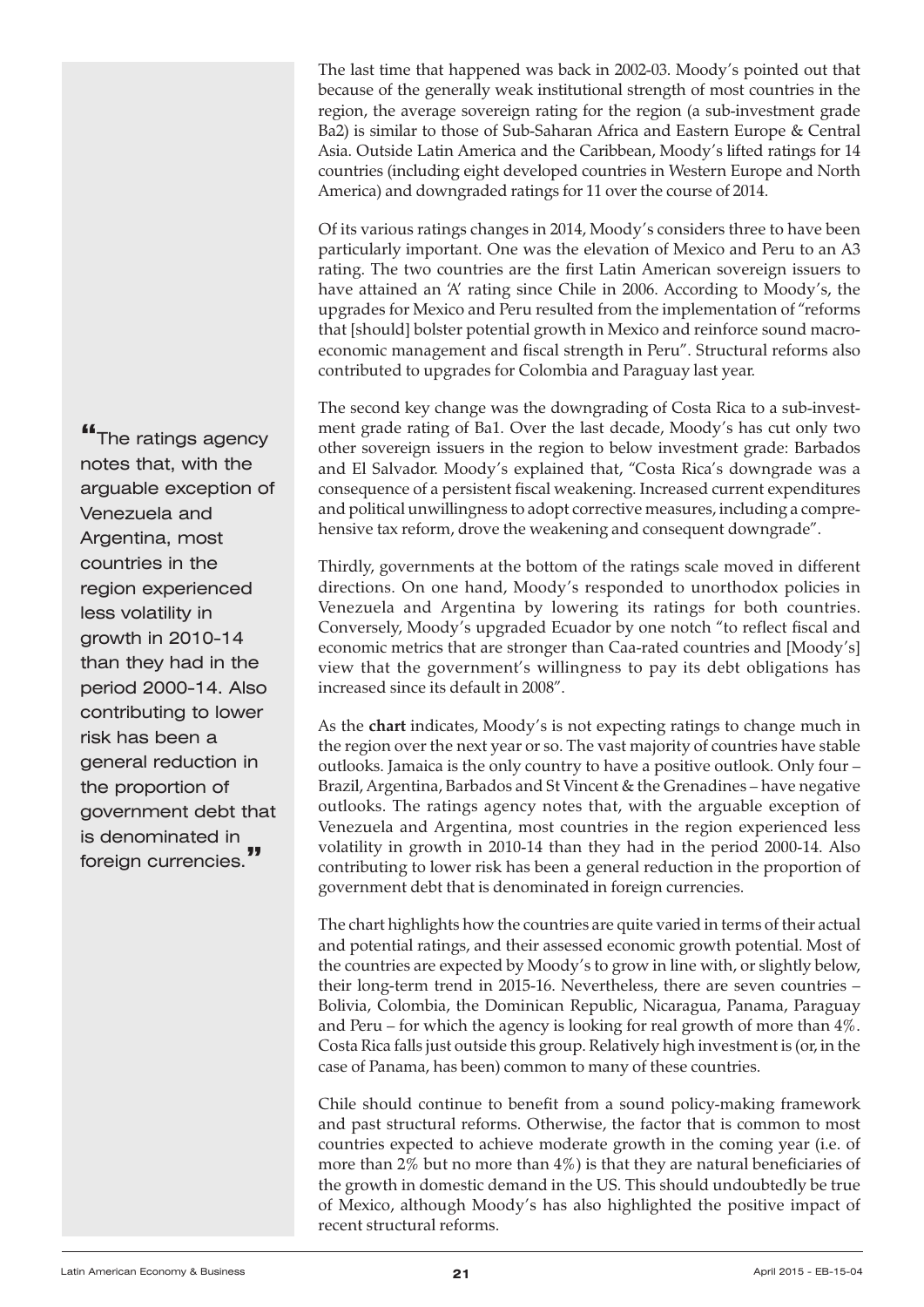The last time that happened was back in 2002-03. Moody's pointed out that because of the generally weak institutional strength of most countries in the region, the average sovereign rating for the region (a sub-investment grade Ba2) is similar to those of Sub-Saharan Africa and Eastern Europe & Central Asia. Outside Latin America and the Caribbean, Moody's lifted ratings for 14 countries (including eight developed countries in Western Europe and North America) and downgraded ratings for 11 over the course of 2014.

Of its various ratings changes in 2014, Moody's considers three to have been particularly important. One was the elevation of Mexico and Peru to an A3 rating. The two countries are the first Latin American sovereign issuers to have attained an 'A' rating since Chile in 2006. According to Moody's, the upgrades for Mexico and Peru resulted from the implementation of "reforms that [should] bolster potential growth in Mexico and reinforce sound macroeconomic management and fiscal strength in Peru". Structural reforms also contributed to upgrades for Colombia and Paraguay last year.

> "The ratings agency notes that, with the arguable exception of Venezuela and Argentina, most countries in the region experienced less volatility in growth in 2010-14 than they had in the period 2000-14. Also contributing to lower risk has been a general reduction in the proportion of government debt that is denominated in foreign currencies."

The second key change was the downgrading of Costa Rica to a sub-investment grade rating of Ba1. Over the last decade, Moody's has cut only two other sovereign issuers in the region to below investment grade: Barbados and El Salvador. Moody's explained that, "Costa Rica's downgrade was a consequence of a persistent fiscal weakening. Increased current expenditures and political unwillingness to adopt corrective measures, including a comprehensive tax reform, drove the weakening and consequent downgrade".

Thirdly, governments at the bottom of the ratings scale moved in different directions. On one hand, Moody's responded to unorthodox policies in Venezuela and Argentina by lowering its ratings for both countries. Conversely, Moody's upgraded Ecuador by one notch "to reflect fiscal and economic metrics that are stronger than Caa-rated countries and [Moody's] view that the government's willingness to pay its debt obligations has increased since its default in 2008".

As the **chart** indicates, Moody's is not expecting ratings to change much in the region over the next year or so. The vast majority of countries have stable outlooks. Jamaica is the only country to have a positive outlook. Only four – Brazil, Argentina, Barbados and St Vincent & the Grenadines – have negative outlooks. The ratings agency notes that, with the arguable exception of Venezuela and Argentina, most countries in the region experienced less volatility in growth in 2010-14 than they had in the period 2000-14. Also contributing to lower risk has been a general reduction in the proportion of government debt that is denominated in foreign currencies.

The chart highlights how the countries are quite varied in terms of their actual and potential ratings, and their assessed economic growth potential. Most of the countries are expected by Moody's to grow in line with, or slightly below, their long-term trend in 2015-16. Nevertheless, there are seven countries – Bolivia, Colombia, the Dominican Republic, Nicaragua, Panama, Paraguay and Peru – for which the agency is looking for real growth of more than 4%. Costa Rica falls just outside this group. Relatively high investment is (or, in the case of Panama, has been) common to many of these countries.

Chile should continue to benefit from a sound policy-making framework and past structural reforms. Otherwise, the factor that is common to most countries expected to achieve moderate growth in the coming year (i.e. of more than 2% but no more than 4%) is that they are natural beneficiaries of the growth in domestic demand in the US. This should undoubtedly be true of Mexico, although Moody's has also highlighted the positive impact of recent structural reforms.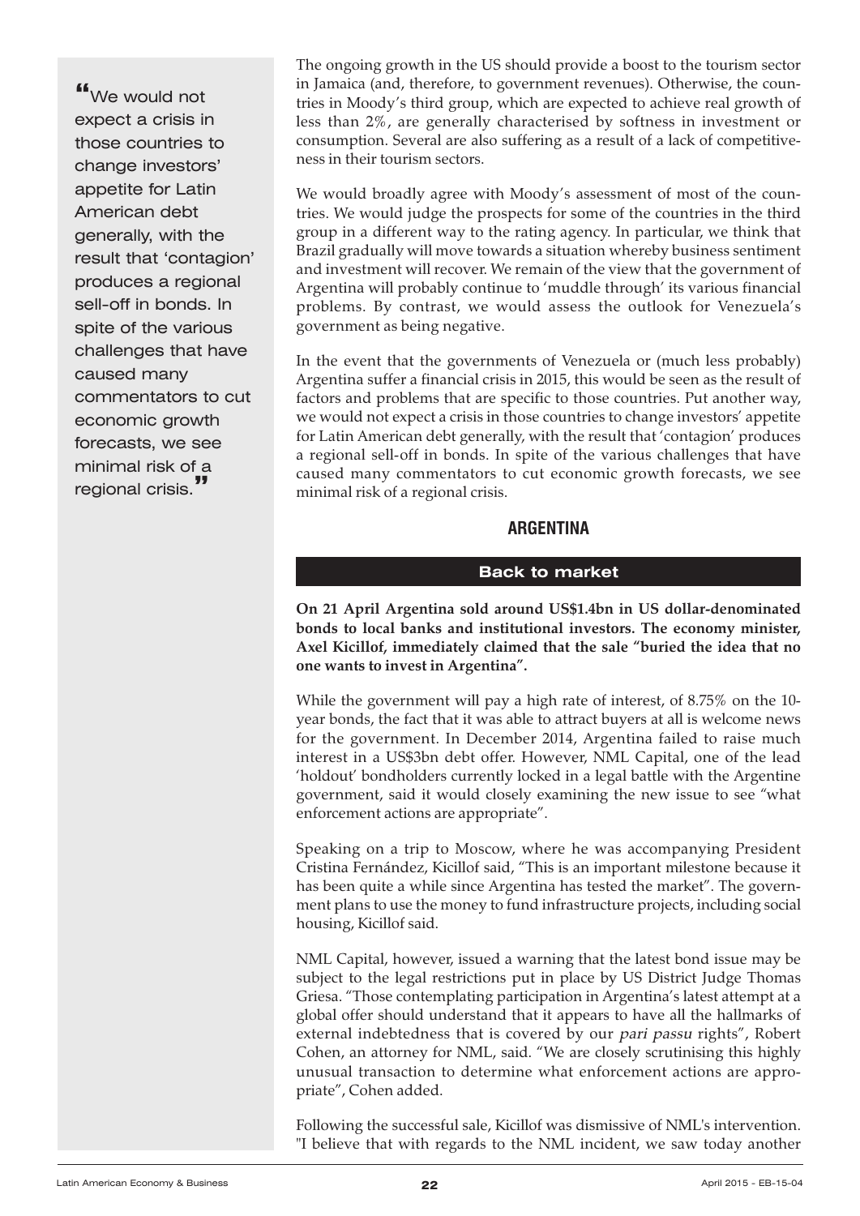> "We would not expect a crisis in those countries to change investors' appetite for Latin American debt generally, with the result that 'contagion' produces a regional sell-off in bonds. In spite of the various challenges that have caused many commentators to cut economic growth forecasts, we see minimal risk of a regional crisis."

The ongoing growth in the US should provide a boost to the tourism sector in Jamaica (and, therefore, to government revenues). Otherwise, the countries in Moody's third group, which are expected to achieve real growth of less than 2%, are generally characterised by softness in investment or consumption. Several are also suffering as a result of a lack of competitiveness in their tourism sectors.

We would broadly agree with Moody's assessment of most of the countries. We would judge the prospects for some of the countries in the third group in a different way to the rating agency. In particular, we think that Brazil gradually will move towards a situation whereby business sentiment and investment will recover. We remain of the view that the government of Argentina will probably continue to 'muddle through' its various financial problems. By contrast, we would assess the outlook for Venezuela's government as being negative.

In the event that the governments of Venezuela or (much less probably) Argentina suffer a financial crisis in 2015, this would be seen as the result of factors and problems that are specific to those countries. Put another way, we would not expect a crisis in those countries to change investors' appetite for Latin American debt generally, with the result that 'contagion' produces a regional sell-off in bonds. In spite of the various challenges that have caused many commentators to cut economic growth forecasts, we see minimal risk of a regional crisis.

## ARGENTINA

### Back to market

**On 21 April Argentina sold around US$1.4bn in US dollar-denominated bonds to local banks and institutional investors. The economy minister, Axel Kicillof, immediately claimed that the sale "buried the idea that no one wants to invest in Argentina".**

While the government will pay a high rate of interest, of 8.75% on the 10-year bonds, the fact that it was able to attract buyers at all is welcome news for the government. In December 2014, Argentina failed to raise much interest in a US$3bn debt offer. However, NML Capital, one of the lead 'holdout' bondholders currently locked in a legal battle with the Argentine government, said it would closely examining the new issue to see "what enforcement actions are appropriate".

Speaking on a trip to Moscow, where he was accompanying President Cristina Fernández, Kicillof said, "This is an important milestone because it has been quite a while since Argentina has tested the market". The government plans to use the money to fund infrastructure projects, including social housing, Kicillof said.

NML Capital, however, issued a warning that the latest bond issue may be subject to the legal restrictions put in place by US District Judge Thomas Griesa. "Those contemplating participation in Argentina's latest attempt at a global offer should understand that it appears to have all the hallmarks of external indebtedness that is covered by our *pari passu* rights", Robert Cohen, an attorney for NML, said. "We are closely scrutinising this highly unusual transaction to determine what enforcement actions are appropriate", Cohen added.

Following the successful sale, Kicillof was dismissive of NML's intervention. "I believe that with regards to the NML incident, we saw today another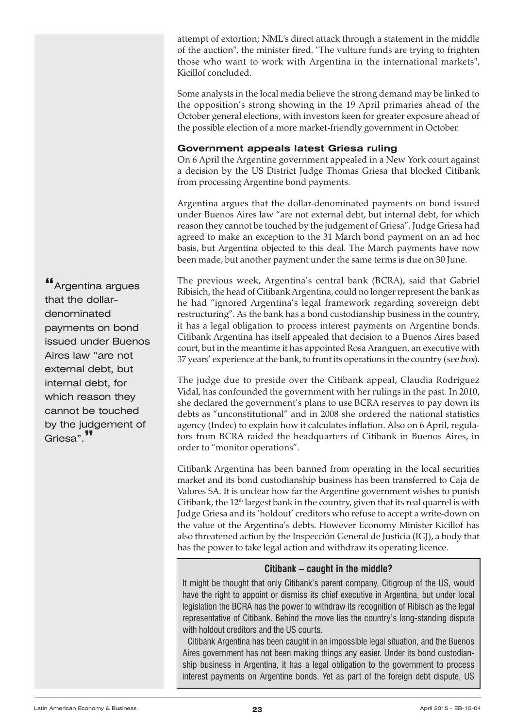attempt of extortion; NML's direct attack through a statement in the middle of the auction", the minister fired. "The vulture funds are trying to frighten those who want to work with Argentina in the international markets", Kicillof concluded.

Some analysts in the local media believe the strong demand may be linked to the opposition's strong showing in the 19 April primaries ahead of the October general elections, with investors keen for greater exposure ahead of the possible election of a more market-friendly government in October.

### Government appeals latest Griesa ruling

On 6 April the Argentine government appealed in a New York court against a decision by the US District Judge Thomas Griesa that blocked Citibank from processing Argentine bond payments.

Argentina argues that the dollar-denominated payments on bond issued under Buenos Aires law "are not external debt, but internal debt, for which reason they cannot be touched by the judgement of Griesa". Judge Griesa had agreed to make an exception to the 31 March bond payment on an ad hoc basis, but Argentina objected to this deal. The March payments have now been made, but another payment under the same terms is due on 30 June.

> "Argentina argues that the dollar-denominated payments on bond issued under Buenos Aires law "are not external debt, but internal debt, for which reason they cannot be touched by the judgement of Griesa"."

The previous week, Argentina's central bank (BCRA), said that Gabriel Ribisich, the head of Citibank Argentina, could no longer represent the bank as he had "ignored Argentina's legal framework regarding sovereign debt restructuring". As the bank has a bond custodianship business in the country, it has a legal obligation to process interest payments on Argentine bonds. Citibank Argentina has itself appealed that decision to a Buenos Aires based court, but in the meantime it has appointed Rosa Aranguen, an executive with 37 years' experience at the bank, to front its operations in the country (*see box*).

The judge due to preside over the Citibank appeal, Claudia Rodríguez Vidal, has confounded the government with her rulings in the past. In 2010, she declared the government's plans to use BCRA reserves to pay down its debts as "unconstitutional" and in 2008 she ordered the national statistics agency (Indec) to explain how it calculates inflation. Also on 6 April, regulators from BCRA raided the headquarters of Citibank in Buenos Aires, in order to "monitor operations".

Citibank Argentina has been banned from operating in the local securities market and its bond custodianship business has been transferred to Caja de Valores SA. It is unclear how far the Argentine government wishes to punish Citibank, the 12th largest bank in the country, given that its real quarrel is with Judge Griesa and its 'holdout' creditors who refuse to accept a write-down on the value of the Argentina's debts. However Economy Minister Kicillof has also threatened action by the Inspección General de Justicia (IGJ), a body that has the power to take legal action and withdraw its operating licence.

### Citibank – caught in the middle?

It might be thought that only Citibank's parent company, Citigroup of the US, would have the right to appoint or dismiss its chief executive in Argentina, but under local legislation the BCRA has the power to withdraw its recognition of Ribisch as the legal representative of Citibank. Behind the move lies the country's long-standing dispute with holdout creditors and the US courts.

Citibank Argentina has been caught in an impossible legal situation, and the Buenos Aires government has not been making things any easier. Under its bond custodianship business in Argentina, it has a legal obligation to the government to process interest payments on Argentine bonds. Yet as part of the foreign debt dispute, US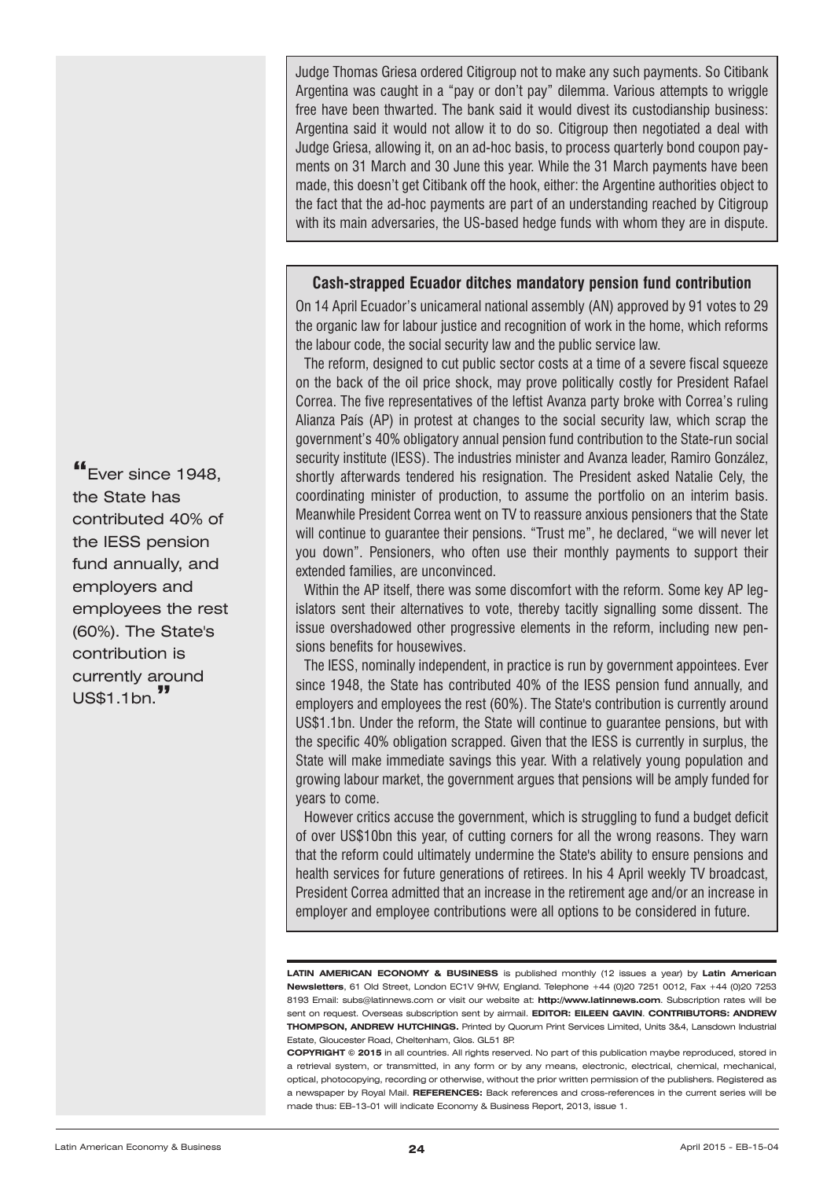Judge Thomas Griesa ordered Citigroup not to make any such payments. So Citibank Argentina was caught in a "pay or don't pay" dilemma. Various attempts to wriggle free have been thwarted. The bank said it would divest its custodianship business: Argentina said it would not allow it to do so. Citigroup then negotiated a deal with Judge Griesa, allowing it, on an ad-hoc basis, to process quarterly bond coupon payments on 31 March and 30 June this year. While the 31 March payments have been made, this doesn't get Citibank off the hook, either: the Argentine authorities object to the fact that the ad-hoc payments are part of an understanding reached by Citigroup with its main adversaries, the US-based hedge funds with whom they are in dispute.

## Cash-strapped Ecuador ditches mandatory pension fund contribution

On 14 April Ecuador's unicameral national assembly (AN) approved by 91 votes to 29 the organic law for labour justice and recognition of work in the home, which reforms the labour code, the social security law and the public service law.

The reform, designed to cut public sector costs at a time of a severe fiscal squeeze on the back of the oil price shock, may prove politically costly for President Rafael Correa. The five representatives of the leftist Avanza party broke with Correa's ruling Alianza País (AP) in protest at changes to the social security law, which scrap the government's 40% obligatory annual pension fund contribution to the State-run social security institute (IESS). The industries minister and Avanza leader, Ramiro González, shortly afterwards tendered his resignation. The President asked Natalie Cely, the coordinating minister of production, to assume the portfolio on an interim basis. Meanwhile President Correa went on TV to reassure anxious pensioners that the State will continue to guarantee their pensions. "Trust me", he declared, "we will never let you down". Pensioners, who often use their monthly payments to support their extended families, are unconvinced.

Within the AP itself, there was some discomfort with the reform. Some key AP legislators sent their alternatives to vote, thereby tacitly signalling some dissent. The issue overshadowed other progressive elements in the reform, including new pensions benefits for housewives.

> "Ever since 1948, the State has contributed 40% of the IESS pension fund annually, and employers and employees the rest (60%). The State's contribution is currently around US$1.1bn."

The IESS, nominally independent, in practice is run by government appointees. Ever since 1948, the State has contributed 40% of the IESS pension fund annually, and employers and employees the rest (60%). The State's contribution is currently around US$1.1bn. Under the reform, the State will continue to guarantee pensions, but with the specific 40% obligation scrapped. Given that the IESS is currently in surplus, the State will make immediate savings this year. With a relatively young population and growing labour market, the government argues that pensions will be amply funded for years to come.

However critics accuse the government, which is struggling to fund a budget deficit of over US$10bn this year, of cutting corners for all the wrong reasons. They warn that the reform could ultimately undermine the State's ability to ensure pensions and health services for future generations of retirees. In his 4 April weekly TV broadcast, President Correa admitted that an increase in the retirement age and/or an increase in employer and employee contributions were all options to be considered in future.

---

**LATIN AMERICAN ECONOMY & BUSINESS** is published monthly (12 issues a year) by **Latin American Newsletters**, 61 Old Street, London EC1V 9HW, England. Telephone +44 (0)20 7251 0012, Fax +44 (0)20 7253 8193 Email: subs@latinnews.com or visit our website at: **http://www.latinnews.com**. Subscription rates will be sent on request. Overseas subscription sent by airmail. **EDITOR: EILEEN GAVIN**. **CONTRIBUTORS: ANDREW THOMPSON, ANDREW HUTCHINGS.** Printed by Quorum Print Services Limited, Units 3&4, Lansdown Industrial Estate, Gloucester Road, Cheltenham, Glos. GL51 8P.

**COPYRIGHT © 2015** in all countries. All rights reserved. No part of this publication maybe reproduced, stored in a retrieval system, or transmitted, in any form or by any means, electronic, electrical, chemical, mechanical, optical, photocopying, recording or otherwise, without the prior written permission of the publishers. Registered as a newspaper by Royal Mail. **REFERENCES:** Back references and cross-references in the current series will be made thus: EB-13-01 will indicate Economy & Business Report, 2013, issue 1.